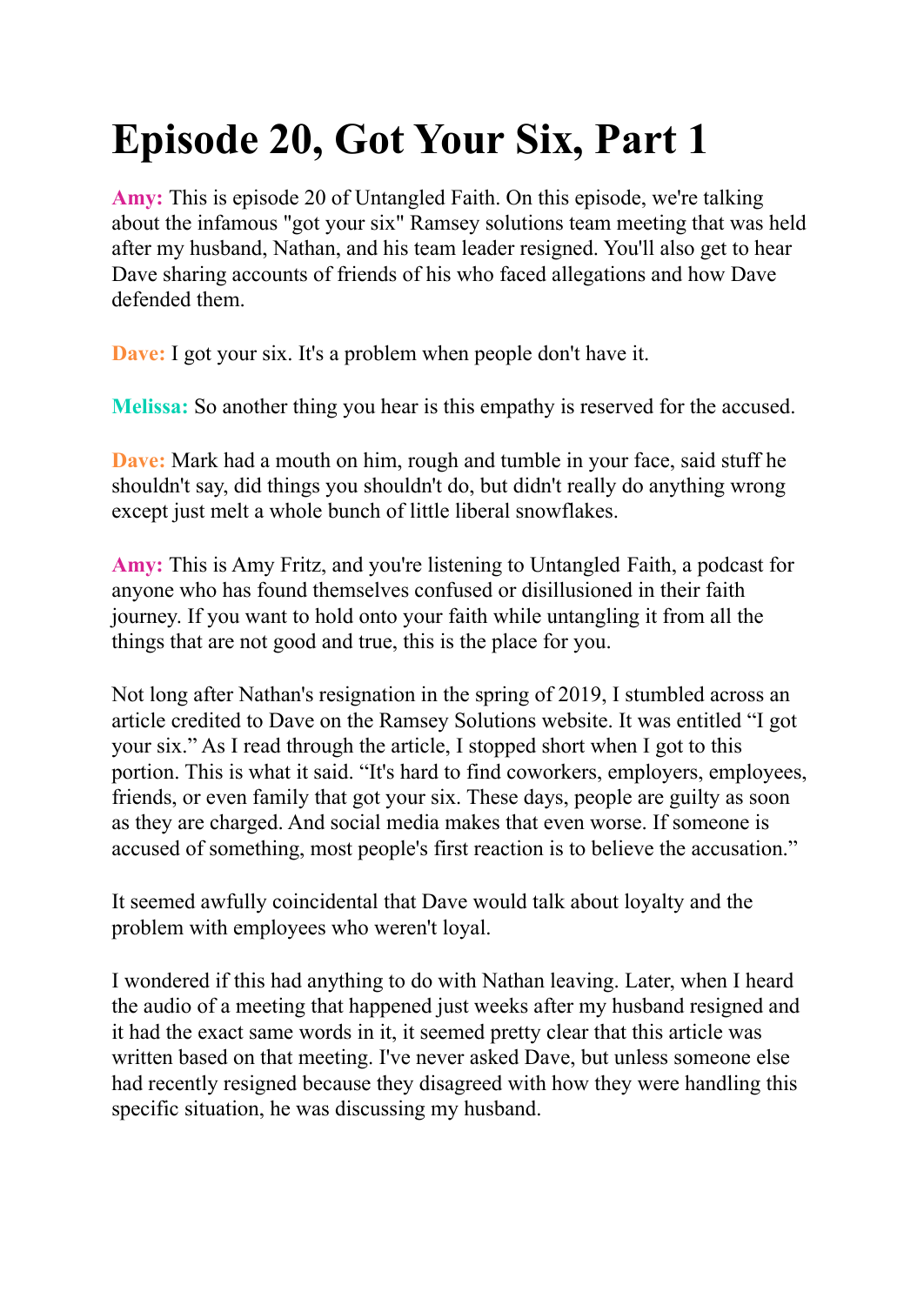# Episode 20, Got Your Six, Part 1

**Amy:** This is episode 20 of Untangled Faith. On this episode, we're talking about the infamous "got your six" Ramsey solutions team meeting that was held after my husband, Nathan, and his team leader resigned. You'll also get to hear Dave sharing accounts of friends of his who faced allegations and how Dave defended them.

**Dave:** I got your six. It's a problem when people don't have it.

**Melissa:** So another thing you hear is this empathy is reserved for the accused.

**Dave:** Mark had a mouth on him, rough and tumble in your face, said stuff he shouldn't say, did things you shouldn't do, but didn't really do anything wrong except just melt a whole bunch of little liberal snowflakes.

**Amy:** This is Amy Fritz, and you're listening to Untangled Faith, a podcast for anyone who has found themselves confused or disillusioned in their faith journey. If you want to hold onto your faith while untangling it from all the things that are not good and true, this is the place for you.

Not long after Nathan's resignation in the spring of 2019, I stumbled across an article credited to Dave on the Ramsey Solutions website. It was entitled "I got your six." As I read through the article, I stopped short when I got to this portion. This is what it said. "It's hard to find coworkers, employers, employees, friends, or even family that got your six. These days, people are guilty as soon as they are charged. And social media makes that even worse. If someone is accused of something, most people's first reaction is to believe the accusation."

It seemed awfully coincidental that Dave would talk about loyalty and the problem with employees who weren't loyal.

I wondered if this had anything to do with Nathan leaving. Later, when I heard the audio of a meeting that happened just weeks after my husband resigned and it had the exact same words in it, it seemed pretty clear that this article was written based on that meeting. I've never asked Dave, but unless someone else had recently resigned because they disagreed with how they were handling this specific situation, he was discussing my husband.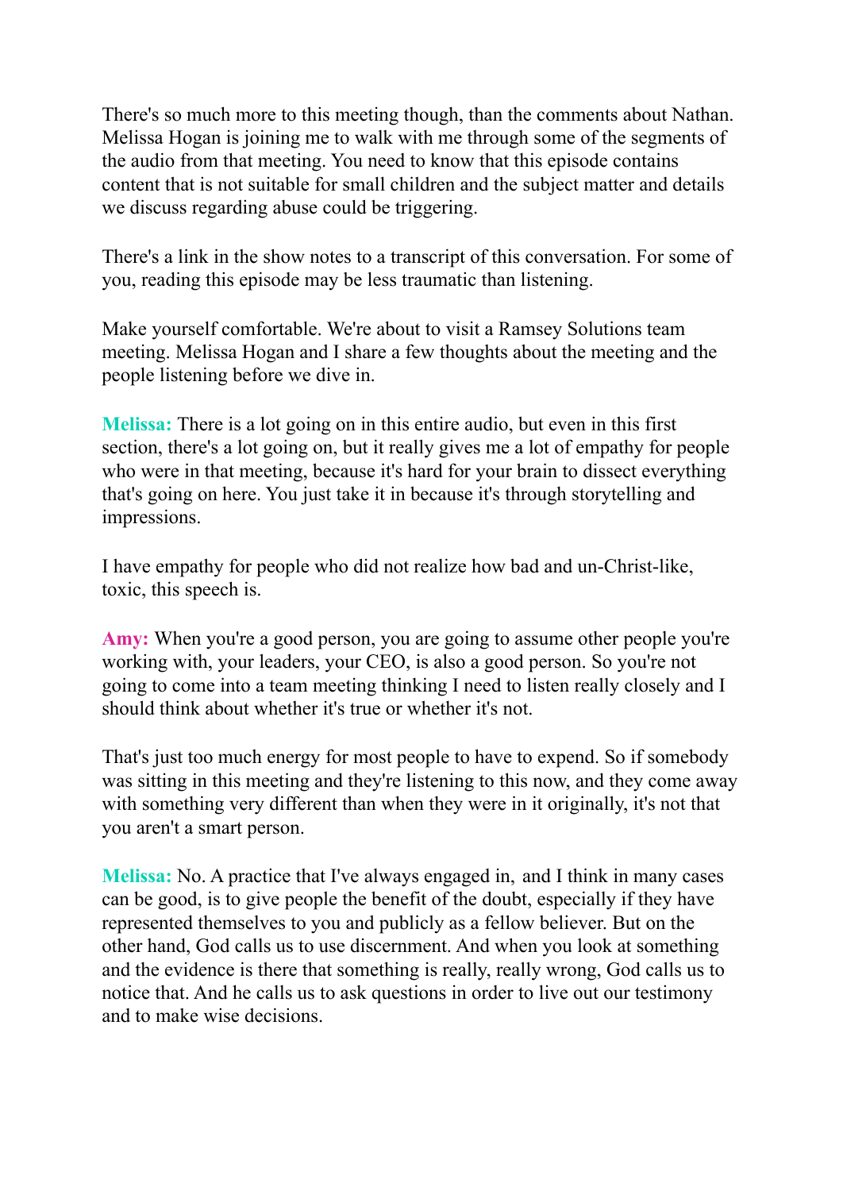There's so much more to this meeting though, than the comments about Nathan. Melissa Hogan is joining me to walk with me through some of the segments of the audio from that meeting. You need to know that this episode contains content that is not suitable for small children and the subject matter and details we discuss regarding abuse could be triggering.

There's a link in the show notes to a transcript of this conversation. For some of you, reading this episode may be less traumatic than listening.

Make yourself comfortable. We're about to visit a Ramsey Solutions team meeting. Melissa Hogan and I share a few thoughts about the meeting and the people listening before we dive in.

**Melissa:** There is a lot going on in this entire audio, but even in this first section, there's a lot going on, but it really gives me a lot of empathy for people who were in that meeting, because it's hard for your brain to dissect everything that's going on here. You just take it in because it's through storytelling and impressions.

I have empathy for people who did not realize how bad and un-Christ-like, toxic, this speech is.

**Amy:** When you're a good person, you are going to assume other people you're working with, your leaders, your CEO, is also a good person. So you're not going to come into a team meeting thinking I need to listen really closely and I should think about whether it's true or whether it's not.

That's just too much energy for most people to have to expend. So if somebody was sitting in this meeting and they're listening to this now, and they come away with something very different than when they were in it originally, it's not that you aren't a smart person.

**Melissa:** No. A practice that I've always engaged in, and I think in many cases can be good, is to give people the benefit of the doubt, especially if they have represented themselves to you and publicly as a fellow believer. But on the other hand, God calls us to use discernment. And when you look at something and the evidence is there that something is really, really wrong, God calls us to notice that. And he calls us to ask questions in order to live out our testimony and to make wise decisions.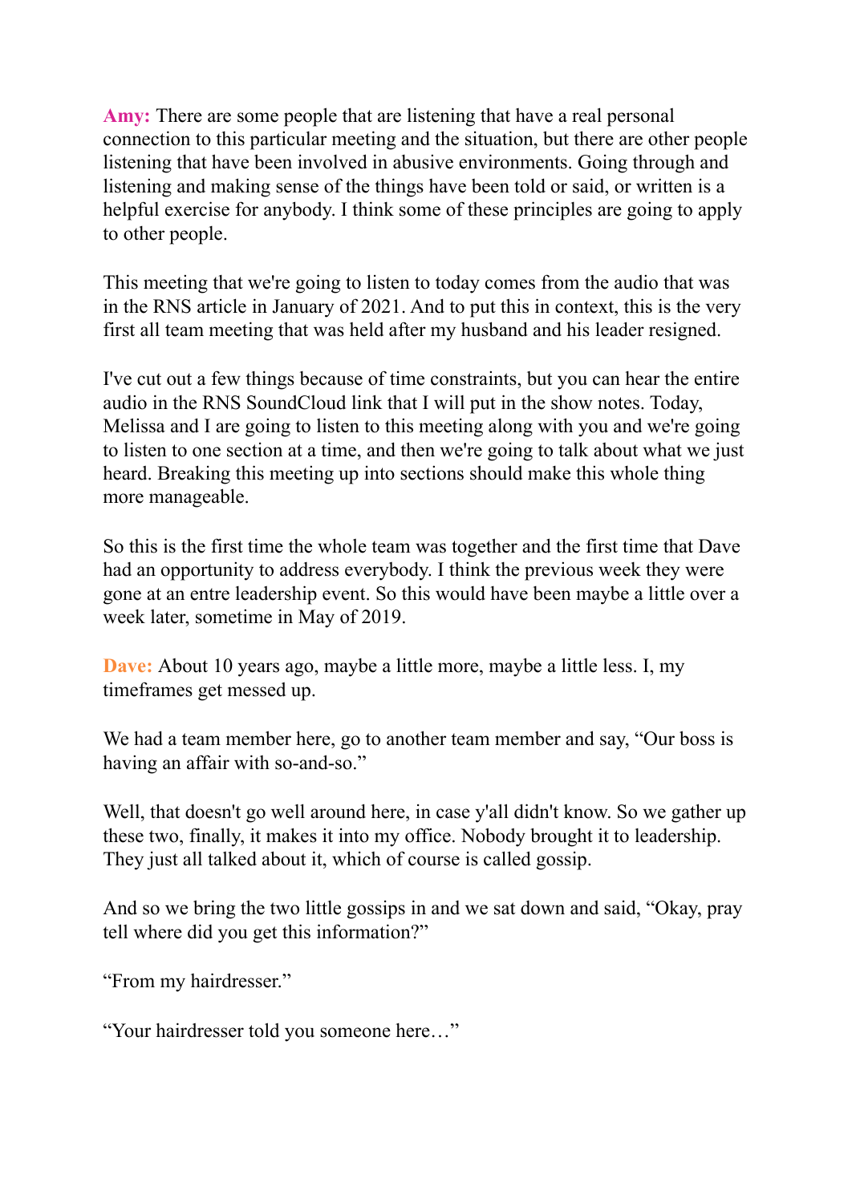**Amy:** There are some people that are listening that have a real personal connection to this particular meeting and the situation, but there are other people listening that have been involved in abusive environments. Going through and listening and making sense of the things have been told or said, or written is a helpful exercise for anybody. I think some of these principles are going to apply to other people.

This meeting that we're going to listen to today comes from the audio that was in the RNS article in January of 2021. And to put this in context, this is the very first all team meeting that was held after my husband and his leader resigned.

I've cut out a few things because of time constraints, but you can hear the entire audio in the RNS SoundCloud link that I will put in the show notes. Today, Melissa and I are going to listen to this meeting along with you and we're going to listen to one section at a time, and then we're going to talk about what we just heard. Breaking this meeting up into sections should make this whole thing more manageable.

So this is the first time the whole team was together and the first time that Dave had an opportunity to address everybody. I think the previous week they were gone at an entre leadership event. So this would have been maybe a little over a week later, sometime in May of 2019.

**Dave:** About 10 years ago, maybe a little more, maybe a little less. I, my timeframes get messed up.

We had a team member here, go to another team member and say, "Our boss is having an affair with so-and-so."

Well, that doesn't go well around here, in case y'all didn't know. So we gather up these two, finally, it makes it into my office. Nobody brought it to leadership. They just all talked about it, which of course is called gossip.

And so we bring the two little gossips in and we sat down and said, "Okay, pray tell where did you get this information?"

"From my hairdresser."

"Your hairdresser told you someone here…"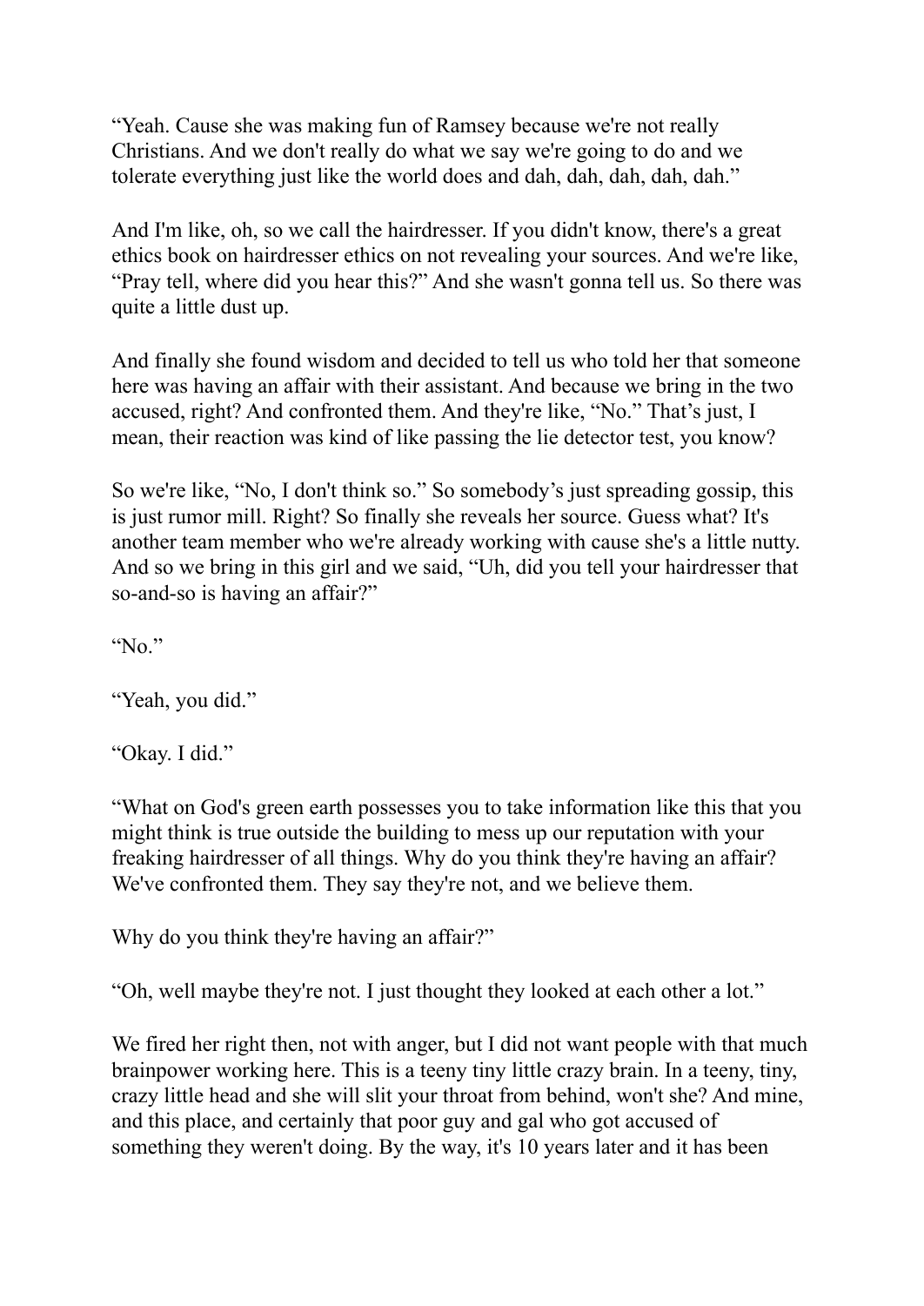"Yeah. Cause she was making fun of Ramsey because we're not really Christians. And we don't really do what we say we're going to do and we tolerate everything just like the world does and dah, dah, dah, dah, dah."

And I'm like, oh, so we call the hairdresser. If you didn't know, there's a great ethics book on hairdresser ethics on not revealing your sources. And we're like, "Pray tell, where did you hear this?" And she wasn't gonna tell us. So there was quite a little dust up.

And finally she found wisdom and decided to tell us who told her that someone here was having an affair with their assistant. And because we bring in the two accused, right? And confronted them. And they're like, "No." That's just, I mean, their reaction was kind of like passing the lie detector test, you know?

So we're like, "No, I don't think so." So somebody's just spreading gossip, this is just rumor mill. Right? So finally she reveals her source. Guess what? It's another team member who we're already working with cause she's a little nutty. And so we bring in this girl and we said, "Uh, did you tell your hairdresser that so-and-so is having an affair?"

"No."

"Yeah, you did."

"Okay. I did."

"What on God's green earth possesses you to take information like this that you might think is true outside the building to mess up our reputation with your freaking hairdresser of all things. Why do you think they're having an affair? We've confronted them. They say they're not, and we believe them.

Why do you think they're having an affair?"

"Oh, well maybe they're not. I just thought they looked at each other a lot."

We fired her right then, not with anger, but I did not want people with that much brainpower working here. This is a teeny tiny little crazy brain. In a teeny, tiny, crazy little head and she will slit your throat from behind, won't she? And mine, and this place, and certainly that poor guy and gal who got accused of something they weren't doing. By the way, it's 10 years later and it has been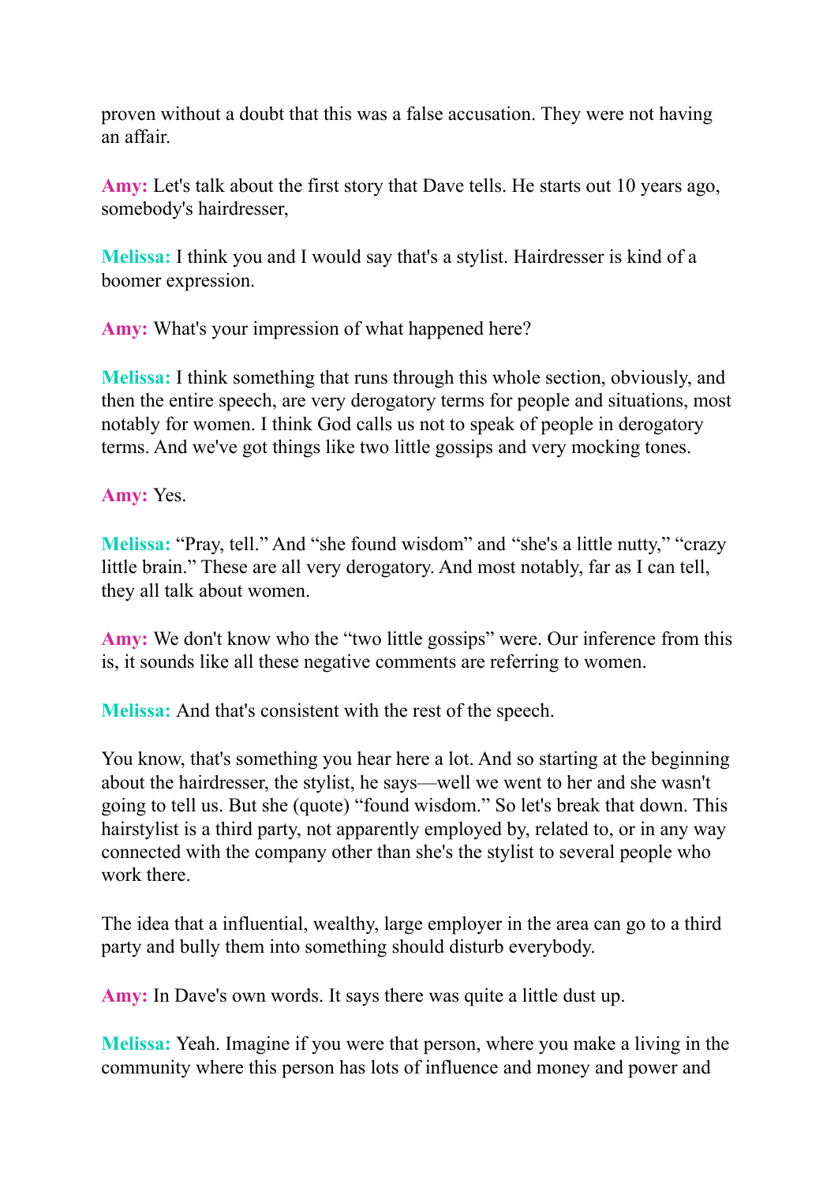proven without a doubt that this was a false accusation. They were not having an affair.

**Amy:** Let's talk about the first story that Dave tells. He starts out 10 years ago, somebody's hairdresser,

**Melissa:** I think you and I would say that's a stylist. Hairdresser is kind of a boomer expression.

**Amy:** What's your impression of what happened here?

**Melissa:** I think something that runs through this whole section, obviously, and then the entire speech, are very derogatory terms for people and situations, most notably for women. I think God calls us not to speak of people in derogatory terms. And we've got things like two little gossips and very mocking tones.

**Amy:** Yes.

**Melissa:** "Pray, tell." And "she found wisdom" and "she's a little nutty," "crazy little brain." These are all very derogatory. And most notably, far as I can tell, they all talk about women.

**Amy:** We don't know who the "two little gossips" were. Our inference from this is, it sounds like all these negative comments are referring to women.

**Melissa:** And that's consistent with the rest of the speech.

You know, that's something you hear here a lot. And so starting at the beginning about the hairdresser, the stylist, he says—well we went to her and she wasn't going to tell us. But she (quote) "found wisdom." So let's break that down. This hairstylist is a third party, not apparently employed by, related to, or in any way connected with the company other than she's the stylist to several people who work there.

The idea that a influential, wealthy, large employer in the area can go to a third party and bully them into something should disturb everybody.

**Amy:** In Dave's own words. It says there was quite a little dust up.

**Melissa:** Yeah. Imagine if you were that person, where you make a living in the community where this person has lots of influence and money and power and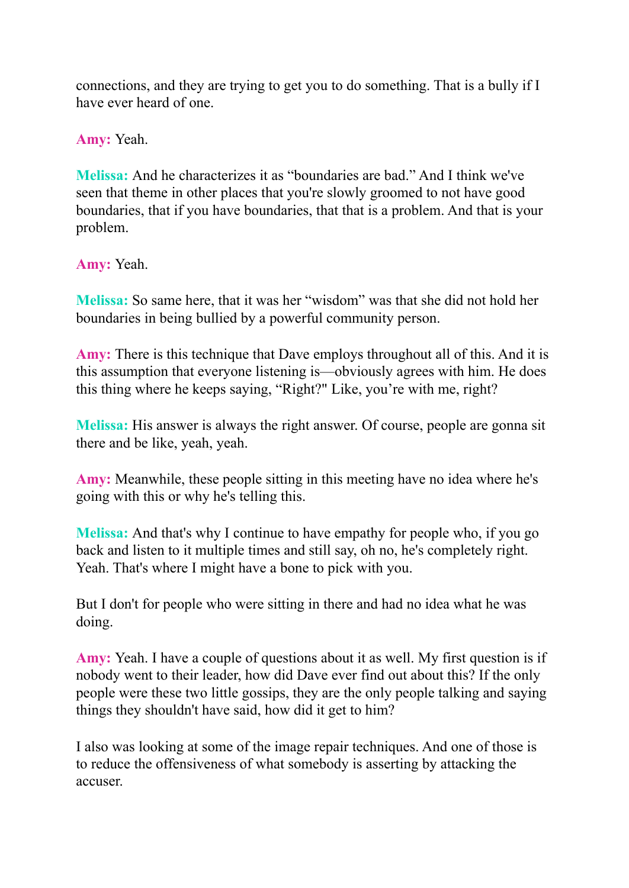connections, and they are trying to get you to do something. That is a bully if I have ever heard of one.

**Amy:** Yeah.

**Melissa:** And he characterizes it as “boundaries are bad.” And I think we've seen that theme in other places that you're slowly groomed to not have good boundaries, that if you have boundaries, that that is a problem. And that is your problem.

**Amy:** Yeah.

**Melissa:** So same here, that it was her “wisdom” was that she did not hold her boundaries in being bullied by a powerful community person.

**Amy:** There is this technique that Dave employs throughout all of this. And it is this assumption that everyone listening is—obviously agrees with him. He does this thing where he keeps saying, “Right?" Like, you’re with me, right?

**Melissa:** His answer is always the right answer. Of course, people are gonna sit there and be like, yeah, yeah.

**Amy:** Meanwhile, these people sitting in this meeting have no idea where he's going with this or why he's telling this.

**Melissa:** And that's why I continue to have empathy for people who, if you go back and listen to it multiple times and still say, oh no, he's completely right. Yeah. That's where I might have a bone to pick with you.

But I don't for people who were sitting in there and had no idea what he was doing.

**Amy:** Yeah. I have a couple of questions about it as well. My first question is if nobody went to their leader, how did Dave ever find out about this? If the only people were these two little gossips, they are the only people talking and saying things they shouldn't have said, how did it get to him?

I also was looking at some of the image repair techniques. And one of those is to reduce the offensiveness of what somebody is asserting by attacking the accuser.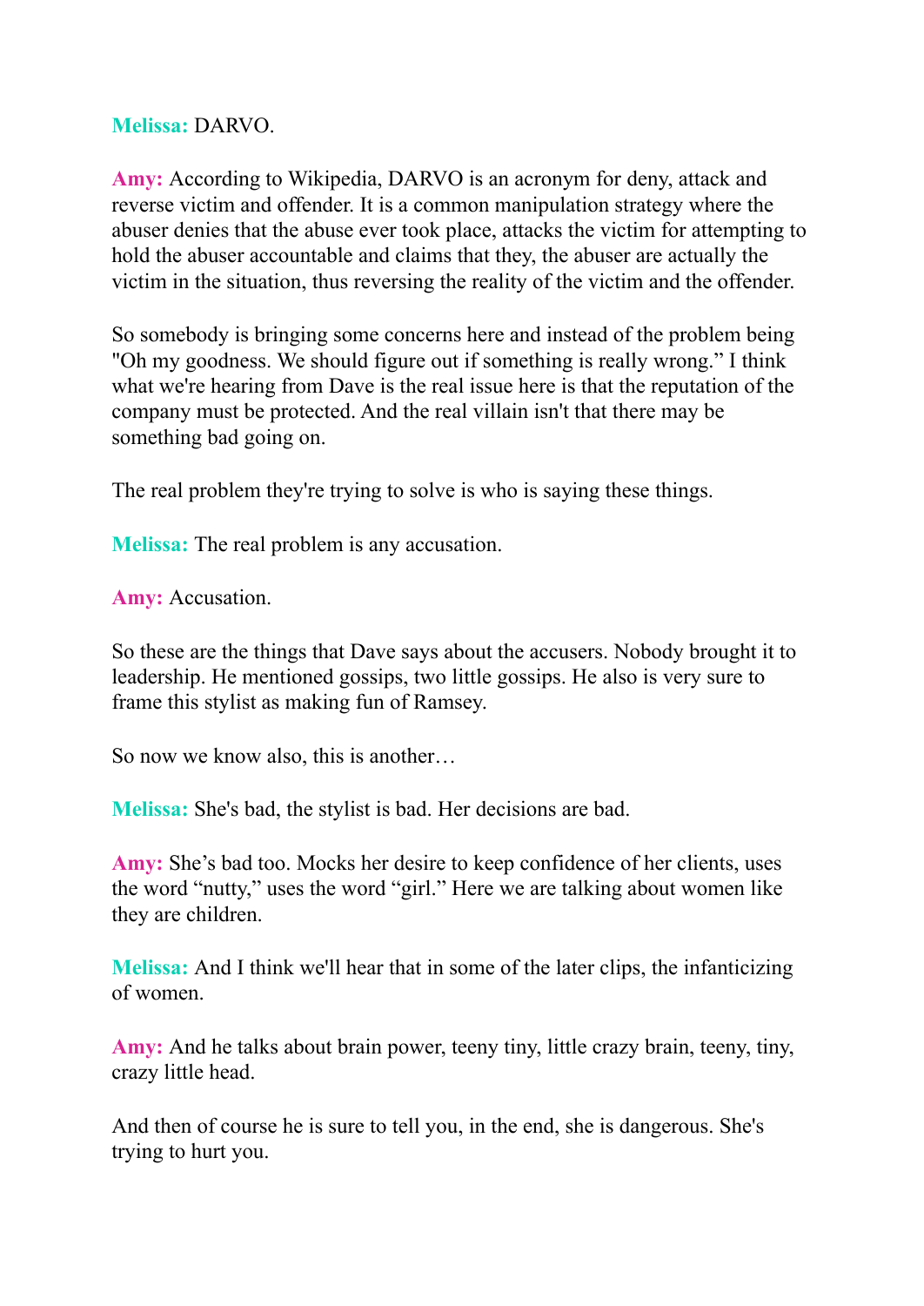**Melissa:** DARVO.

**Amy:** According to Wikipedia, DARVO is an acronym for deny, attack and reverse victim and offender. It is a common manipulation strategy where the abuser denies that the abuse ever took place, attacks the victim for attempting to hold the abuser accountable and claims that they, the abuser are actually the victim in the situation, thus reversing the reality of the victim and the offender.

So somebody is bringing some concerns here and instead of the problem being "Oh my goodness. We should figure out if something is really wrong." I think what we're hearing from Dave is the real issue here is that the reputation of the company must be protected. And the real villain isn't that there may be something bad going on.

The real problem they're trying to solve is who is saying these things.

**Melissa:** The real problem is any accusation.

**Amy:** Accusation.

So these are the things that Dave says about the accusers. Nobody brought it to leadership. He mentioned gossips, two little gossips. He also is very sure to frame this stylist as making fun of Ramsey.

So now we know also, this is another…

**Melissa:** She's bad, the stylist is bad. Her decisions are bad.

**Amy:** She's bad too. Mocks her desire to keep confidence of her clients, uses the word "nutty," uses the word "girl." Here we are talking about women like they are children.

**Melissa:** And I think we'll hear that in some of the later clips, the infanticizing of women.

**Amy:** And he talks about brain power, teeny tiny, little crazy brain, teeny, tiny, crazy little head.

And then of course he is sure to tell you, in the end, she is dangerous. She's trying to hurt you.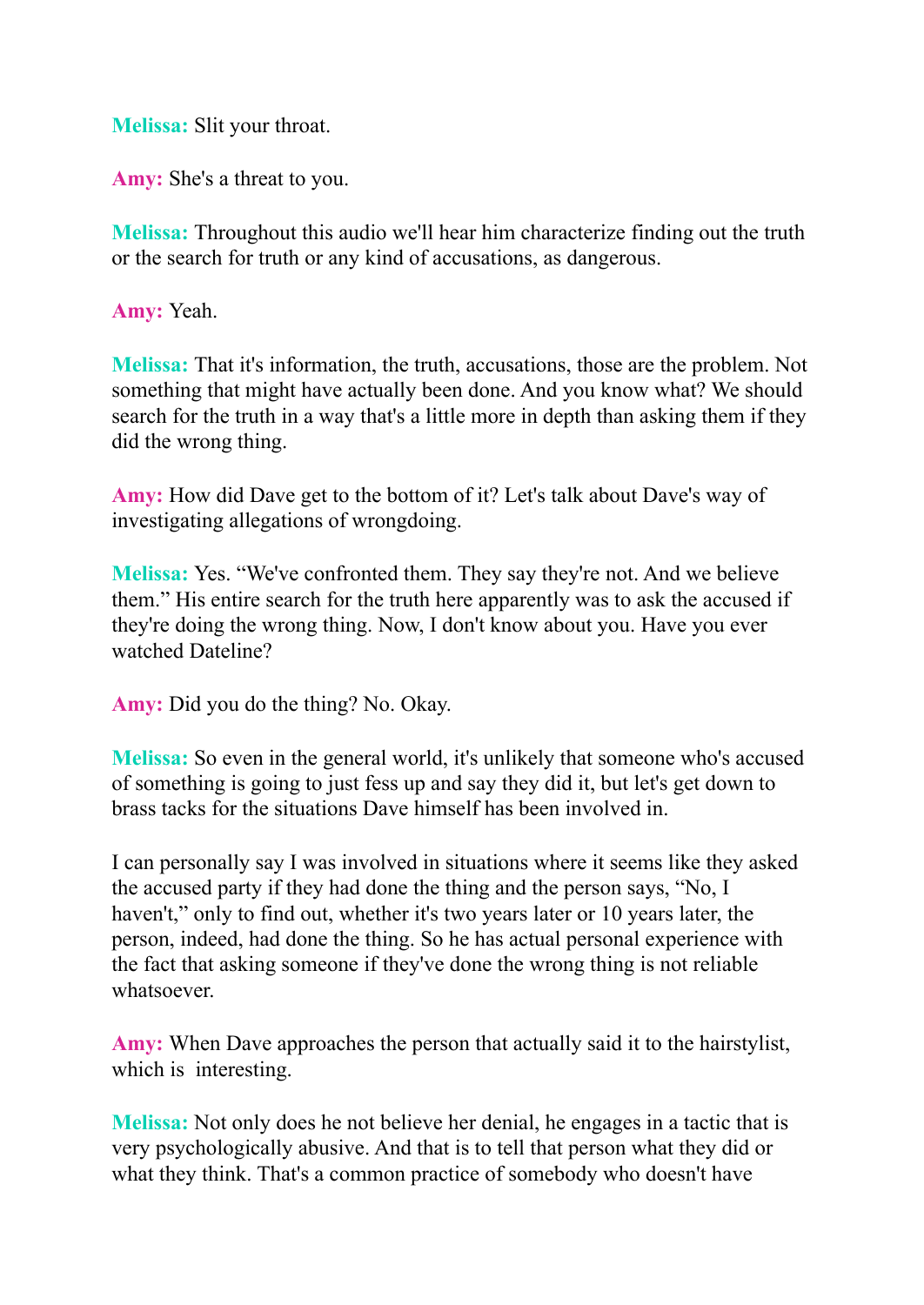**Melissa:** Slit your throat.

**Amy:** She's a threat to you.

**Melissa:** Throughout this audio we'll hear him characterize finding out the truth or the search for truth or any kind of accusations, as dangerous.

**Amy:** Yeah.

**Melissa:** That it's information, the truth, accusations, those are the problem. Not something that might have actually been done. And you know what? We should search for the truth in a way that's a little more in depth than asking them if they did the wrong thing.

**Amy:** How did Dave get to the bottom of it? Let's talk about Dave's way of investigating allegations of wrongdoing.

**Melissa:** Yes. "We've confronted them. They say they're not. And we believe them." His entire search for the truth here apparently was to ask the accused if they're doing the wrong thing. Now, I don't know about you. Have you ever watched Dateline?

**Amy:** Did you do the thing? No. Okay.

**Melissa:** So even in the general world, it's unlikely that someone who's accused of something is going to just fess up and say they did it, but let's get down to brass tacks for the situations Dave himself has been involved in.

I can personally say I was involved in situations where it seems like they asked the accused party if they had done the thing and the person says, "No, I haven't," only to find out, whether it's two years later or 10 years later, the person, indeed, had done the thing. So he has actual personal experience with the fact that asking someone if they've done the wrong thing is not reliable whatsoever.

**Amy:** When Dave approaches the person that actually said it to the hairstylist, which is interesting.

**Melissa:** Not only does he not believe her denial, he engages in a tactic that is very psychologically abusive. And that is to tell that person what they did or what they think. That's a common practice of somebody who doesn't have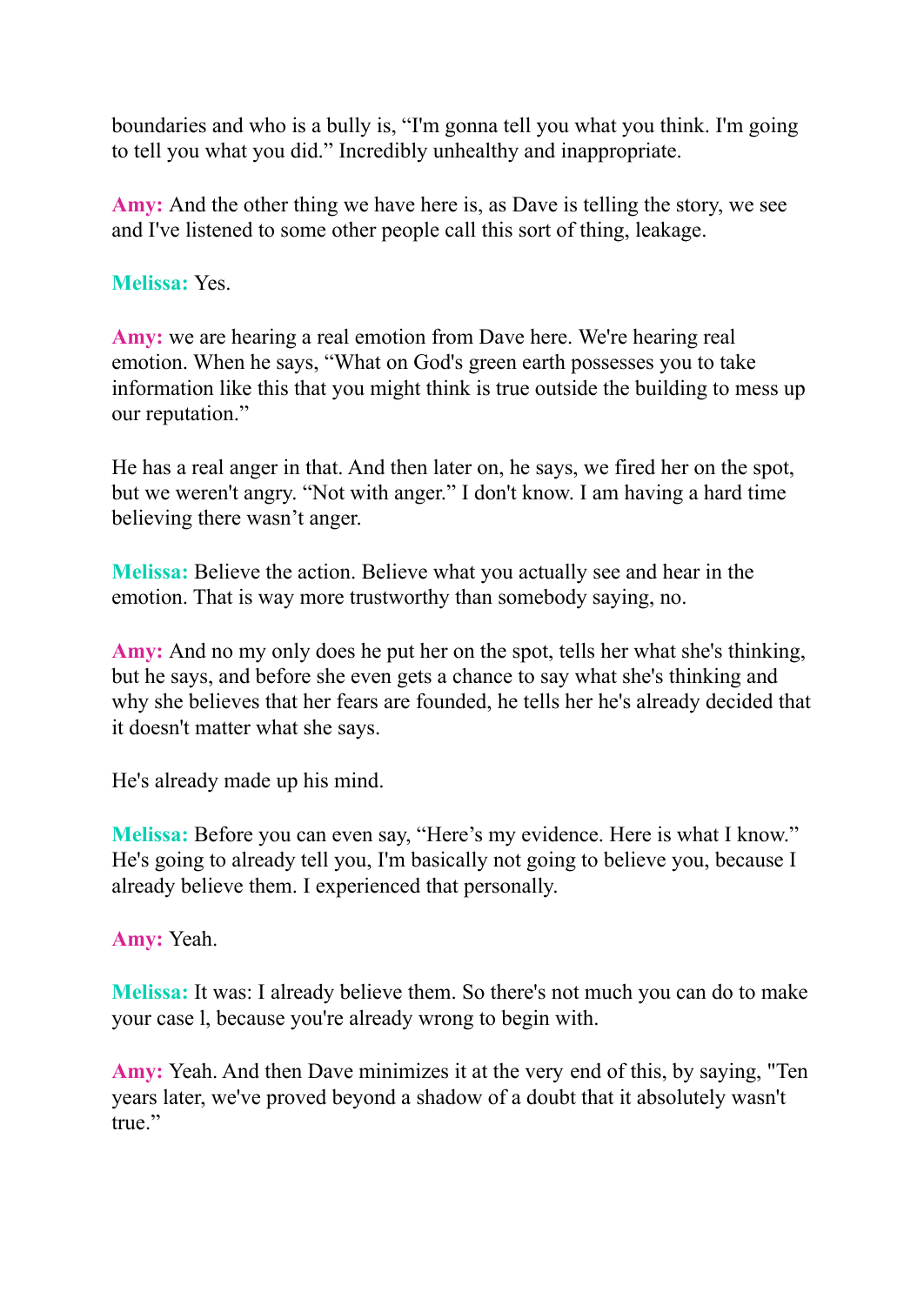boundaries and who is a bully is, “I'm gonna tell you what you think. I'm going to tell you what you did.” Incredibly unhealthy and inappropriate.

**Amy:** And the other thing we have here is, as Dave is telling the story, we see and I've listened to some other people call this sort of thing, leakage.

**Melissa:** Yes.

**Amy:** we are hearing a real emotion from Dave here. We're hearing real emotion. When he says, “What on God's green earth possesses you to take information like this that you might think is true outside the building to mess up our reputation.”

He has a real anger in that. And then later on, he says, we fired her on the spot, but we weren't angry. “Not with anger.” I don't know. I am having a hard time believing there wasn’t anger.

**Melissa:** Believe the action. Believe what you actually see and hear in the emotion. That is way more trustworthy than somebody saying, no.

**Amy:** And no my only does he put her on the spot, tells her what she's thinking, but he says, and before she even gets a chance to say what she's thinking and why she believes that her fears are founded, he tells her he's already decided that it doesn't matter what she says.

He's already made up his mind.

**Melissa:** Before you can even say, “Here’s my evidence. Here is what I know.” He's going to already tell you, I'm basically not going to believe you, because I already believe them. I experienced that personally.

**Amy:** Yeah.

**Melissa:** It was: I already believe them. So there's not much you can do to make your case l, because you're already wrong to begin with.

**Amy:** Yeah. And then Dave minimizes it at the very end of this, by saying, "Ten years later, we've proved beyond a shadow of a doubt that it absolutely wasn't true.”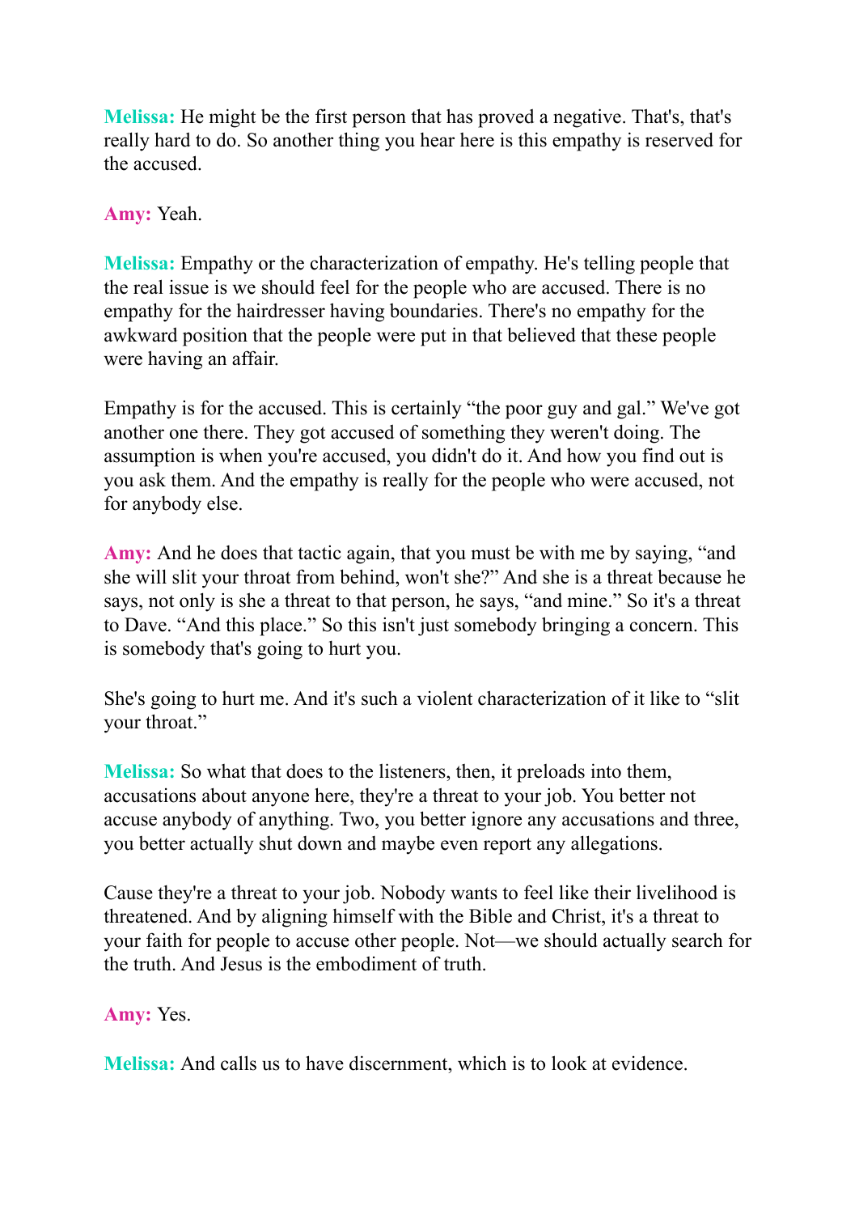**Melissa:** He might be the first person that has proved a negative. That's, that's really hard to do. So another thing you hear here is this empathy is reserved for the accused.

**Amy:** Yeah.

**Melissa:** Empathy or the characterization of empathy. He's telling people that the real issue is we should feel for the people who are accused. There is no empathy for the hairdresser having boundaries. There's no empathy for the awkward position that the people were put in that believed that these people were having an affair.

Empathy is for the accused. This is certainly "the poor guy and gal." We've got another one there. They got accused of something they weren't doing. The assumption is when you're accused, you didn't do it. And how you find out is you ask them. And the empathy is really for the people who were accused, not for anybody else.

**Amy:** And he does that tactic again, that you must be with me by saying, "and she will slit your throat from behind, won't she?" And she is a threat because he says, not only is she a threat to that person, he says, "and mine." So it's a threat to Dave. "And this place." So this isn't just somebody bringing a concern. This is somebody that's going to hurt you.

She's going to hurt me. And it's such a violent characterization of it like to "slit your throat."

**Melissa:** So what that does to the listeners, then, it preloads into them, accusations about anyone here, they're a threat to your job. You better not accuse anybody of anything. Two, you better ignore any accusations and three, you better actually shut down and maybe even report any allegations.

Cause they're a threat to your job. Nobody wants to feel like their livelihood is threatened. And by aligning himself with the Bible and Christ, it's a threat to your faith for people to accuse other people. Not—we should actually search for the truth. And Jesus is the embodiment of truth.

**Amy:** Yes.

**Melissa:** And calls us to have discernment, which is to look at evidence.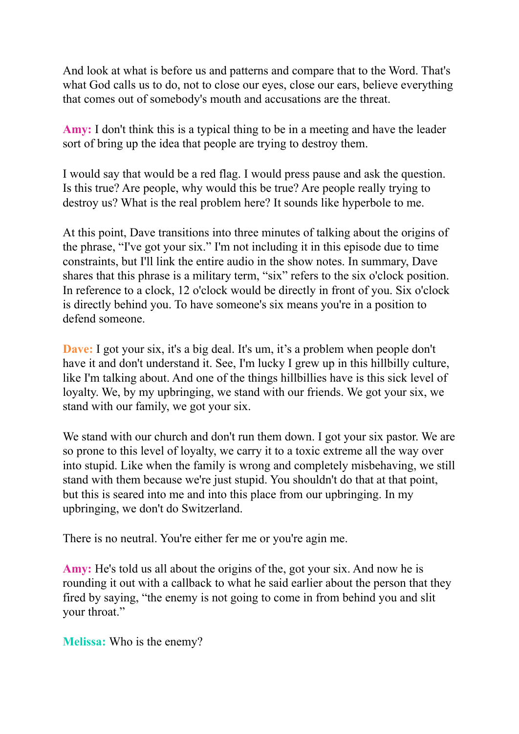And look at what is before us and patterns and compare that to the Word. That's what God calls us to do, not to close our eyes, close our ears, believe everything that comes out of somebody's mouth and accusations are the threat.

**Amy:** I don't think this is a typical thing to be in a meeting and have the leader sort of bring up the idea that people are trying to destroy them.

I would say that would be a red flag. I would press pause and ask the question. Is this true? Are people, why would this be true? Are people really trying to destroy us? What is the real problem here? It sounds like hyperbole to me.

At this point, Dave transitions into three minutes of talking about the origins of the phrase, "I've got your six." I'm not including it in this episode due to time constraints, but I'll link the entire audio in the show notes. In summary, Dave shares that this phrase is a military term, "six" refers to the six o'clock position. In reference to a clock, 12 o'clock would be directly in front of you. Six o'clock is directly behind you. To have someone's six means you're in a position to defend someone.

**Dave:** I got your six, it's a big deal. It's um, it's a problem when people don't have it and don't understand it. See, I'm lucky I grew up in this hillbilly culture, like I'm talking about. And one of the things hillbillies have is this sick level of loyalty. We, by my upbringing, we stand with our friends. We got your six, we stand with our family, we got your six.

We stand with our church and don't run them down. I got your six pastor. We are so prone to this level of loyalty, we carry it to a toxic extreme all the way over into stupid. Like when the family is wrong and completely misbehaving, we still stand with them because we're just stupid. You shouldn't do that at that point, but this is seared into me and into this place from our upbringing. In my upbringing, we don't do Switzerland.

There is no neutral. You're either fer me or you're agin me.

**Amy:** He's told us all about the origins of the, got your six. And now he is rounding it out with a callback to what he said earlier about the person that they fired by saying, "the enemy is not going to come in from behind you and slit your throat."

**Melissa:** Who is the enemy?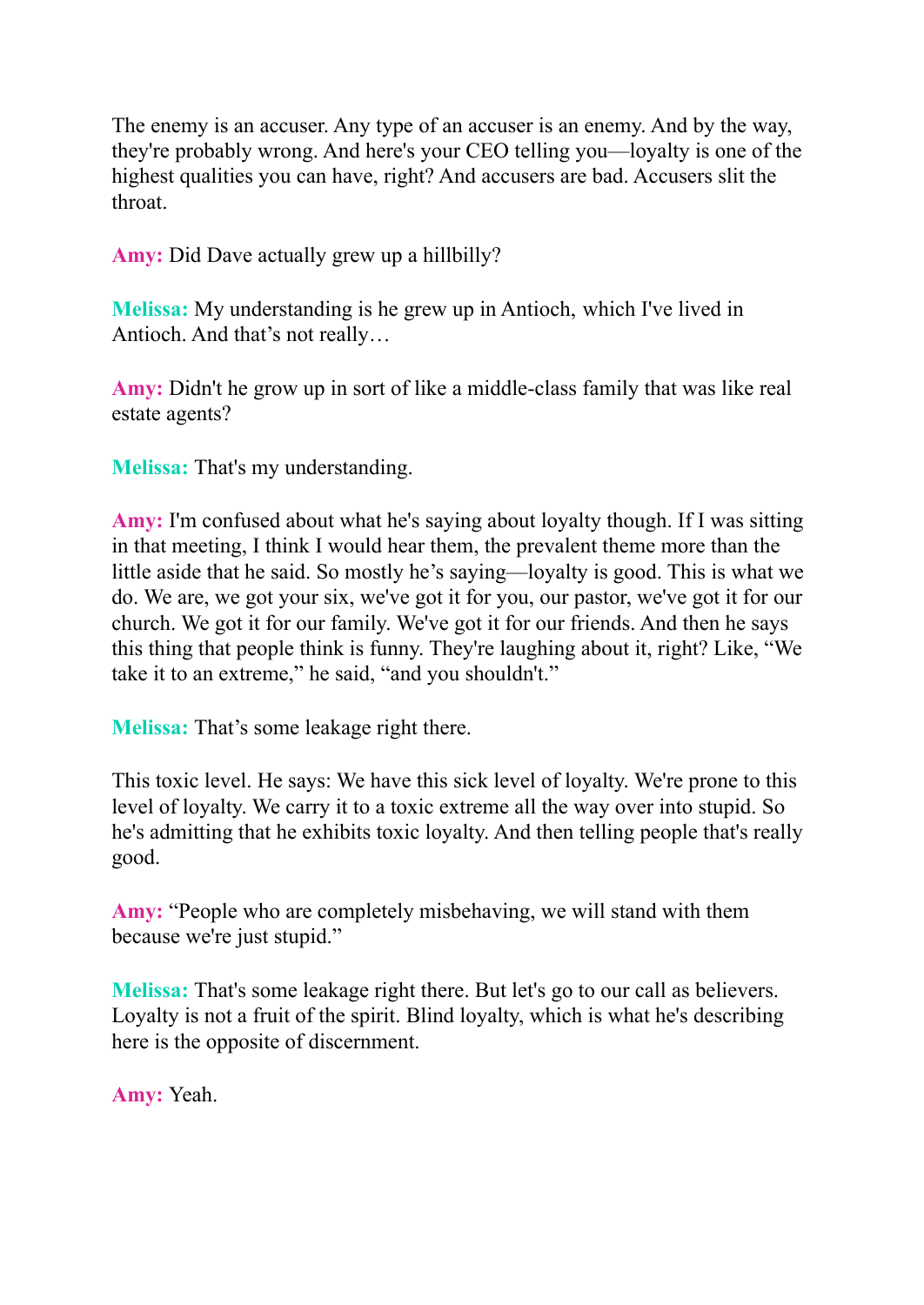The enemy is an accuser. Any type of an accuser is an enemy. And by the way, they're probably wrong. And here's your CEO telling you—loyalty is one of the highest qualities you can have, right? And accusers are bad. Accusers slit the throat.

**Amy:** Did Dave actually grew up a hillbilly?

**Melissa:** My understanding is he grew up in Antioch, which I've lived in Antioch. And that's not really…

**Amy:** Didn't he grow up in sort of like a middle-class family that was like real estate agents?

**Melissa:** That's my understanding.

**Amy:** I'm confused about what he's saying about loyalty though. If I was sitting in that meeting, I think I would hear them, the prevalent theme more than the little aside that he said. So mostly he's saying—loyalty is good. This is what we do. We are, we got your six, we've got it for you, our pastor, we've got it for our church. We got it for our family. We've got it for our friends. And then he says this thing that people think is funny. They're laughing about it, right? Like, "We take it to an extreme," he said, "and you shouldn't."

**Melissa:** That's some leakage right there.

This toxic level. He says: We have this sick level of loyalty. We're prone to this level of loyalty. We carry it to a toxic extreme all the way over into stupid. So he's admitting that he exhibits toxic loyalty. And then telling people that's really good.

**Amy:** "People who are completely misbehaving, we will stand with them because we're just stupid."

**Melissa:** That's some leakage right there. But let's go to our call as believers. Loyalty is not a fruit of the spirit. Blind loyalty, which is what he's describing here is the opposite of discernment.

**Amy:** Yeah.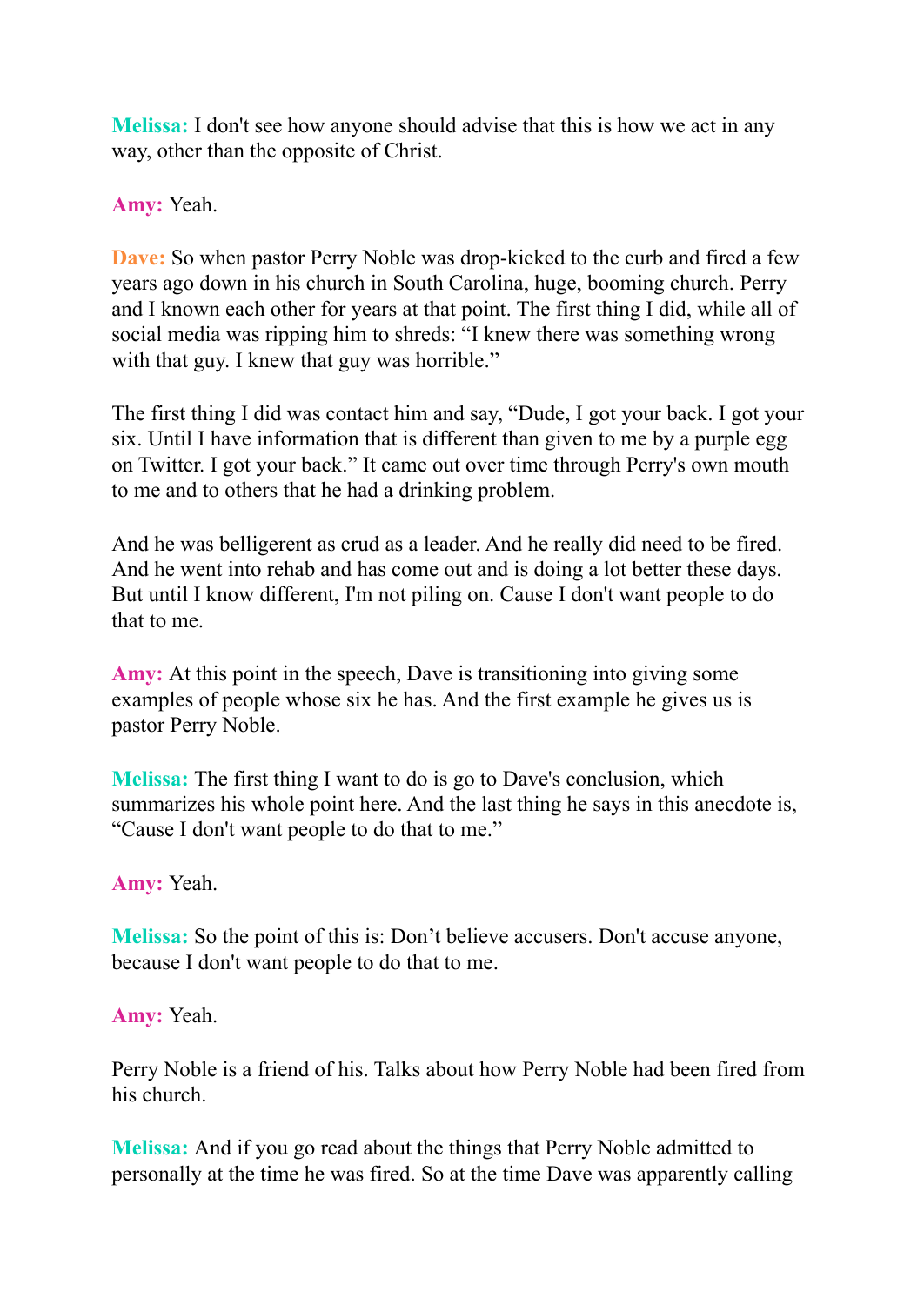**Melissa:** I don't see how anyone should advise that this is how we act in any way, other than the opposite of Christ.

**Amy:** Yeah.

**Dave:** So when pastor Perry Noble was drop-kicked to the curb and fired a few years ago down in his church in South Carolina, huge, booming church. Perry and I known each other for years at that point. The first thing I did, while all of social media was ripping him to shreds: "I knew there was something wrong with that guy. I knew that guy was horrible."

The first thing I did was contact him and say, "Dude, I got your back. I got your six. Until I have information that is different than given to me by a purple egg on Twitter. I got your back." It came out over time through Perry's own mouth to me and to others that he had a drinking problem.

And he was belligerent as crud as a leader. And he really did need to be fired. And he went into rehab and has come out and is doing a lot better these days. But until I know different, I'm not piling on. Cause I don't want people to do that to me.

**Amy:** At this point in the speech, Dave is transitioning into giving some examples of people whose six he has. And the first example he gives us is pastor Perry Noble.

**Melissa:** The first thing I want to do is go to Dave's conclusion, which summarizes his whole point here. And the last thing he says in this anecdote is, "Cause I don't want people to do that to me."

**Amy:** Yeah.

**Melissa:** So the point of this is: Don't believe accusers. Don't accuse anyone, because I don't want people to do that to me.

**Amy:** Yeah.

Perry Noble is a friend of his. Talks about how Perry Noble had been fired from his church.

**Melissa:** And if you go read about the things that Perry Noble admitted to personally at the time he was fired. So at the time Dave was apparently calling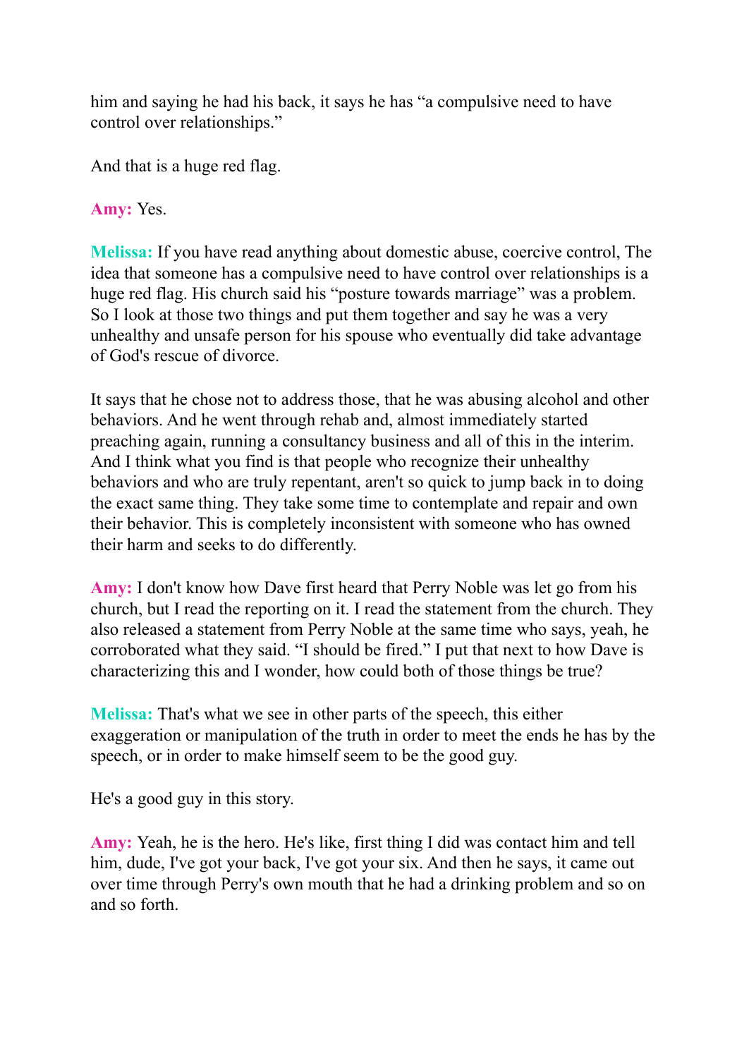him and saying he had his back, it says he has “a compulsive need to have control over relationships.”

And that is a huge red flag.

**Amy:** Yes.

**Melissa:** If you have read anything about domestic abuse, coercive control, The idea that someone has a compulsive need to have control over relationships is a huge red flag. His church said his “posture towards marriage” was a problem. So I look at those two things and put them together and say he was a very unhealthy and unsafe person for his spouse who eventually did take advantage of God's rescue of divorce.

It says that he chose not to address those, that he was abusing alcohol and other behaviors. And he went through rehab and, almost immediately started preaching again, running a consultancy business and all of this in the interim. And I think what you find is that people who recognize their unhealthy behaviors and who are truly repentant, aren't so quick to jump back in to doing the exact same thing. They take some time to contemplate and repair and own their behavior. This is completely inconsistent with someone who has owned their harm and seeks to do differently.

**Amy:** I don't know how Dave first heard that Perry Noble was let go from his church, but I read the reporting on it. I read the statement from the church. They also released a statement from Perry Noble at the same time who says, yeah, he corroborated what they said. “I should be fired.” I put that next to how Dave is characterizing this and I wonder, how could both of those things be true?

**Melissa:** That's what we see in other parts of the speech, this either exaggeration or manipulation of the truth in order to meet the ends he has by the speech, or in order to make himself seem to be the good guy.

He's a good guy in this story.

**Amy:** Yeah, he is the hero. He's like, first thing I did was contact him and tell him, dude, I've got your back, I've got your six. And then he says, it came out over time through Perry's own mouth that he had a drinking problem and so on and so forth.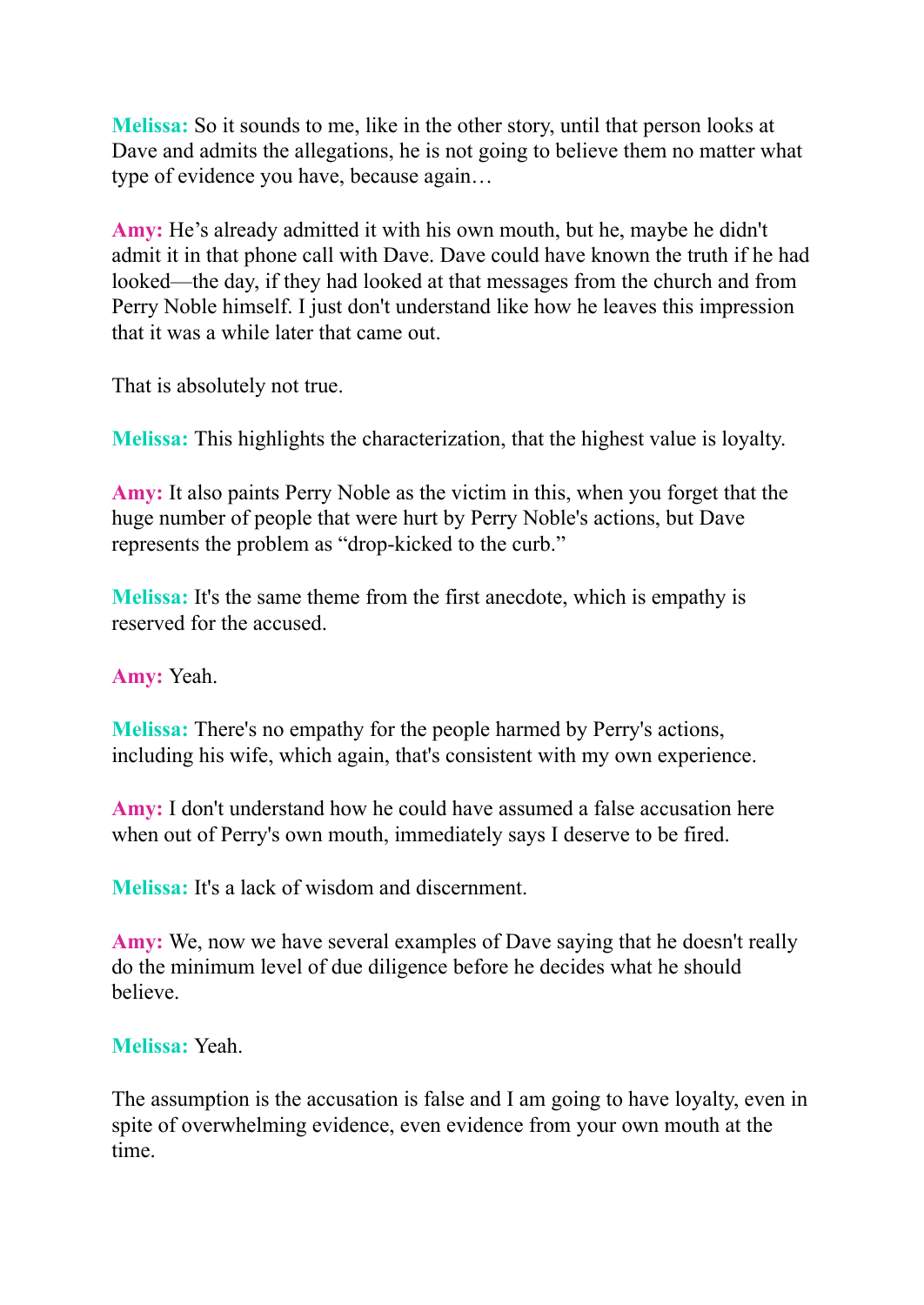**Melissa:** So it sounds to me, like in the other story, until that person looks at Dave and admits the allegations, he is not going to believe them no matter what type of evidence you have, because again…

**Amy:** He's already admitted it with his own mouth, but he, maybe he didn't admit it in that phone call with Dave. Dave could have known the truth if he had looked—the day, if they had looked at that messages from the church and from Perry Noble himself. I just don't understand like how he leaves this impression that it was a while later that came out.

That is absolutely not true.

**Melissa:** This highlights the characterization, that the highest value is loyalty.

**Amy:** It also paints Perry Noble as the victim in this, when you forget that the huge number of people that were hurt by Perry Noble's actions, but Dave represents the problem as "drop-kicked to the curb."

**Melissa:** It's the same theme from the first anecdote, which is empathy is reserved for the accused.

**Amy:** Yeah.

**Melissa:** There's no empathy for the people harmed by Perry's actions, including his wife, which again, that's consistent with my own experience.

**Amy:** I don't understand how he could have assumed a false accusation here when out of Perry's own mouth, immediately says I deserve to be fired.

**Melissa:** It's a lack of wisdom and discernment.

**Amy:** We, now we have several examples of Dave saying that he doesn't really do the minimum level of due diligence before he decides what he should believe.

**Melissa:** Yeah.

The assumption is the accusation is false and I am going to have loyalty, even in spite of overwhelming evidence, even evidence from your own mouth at the time.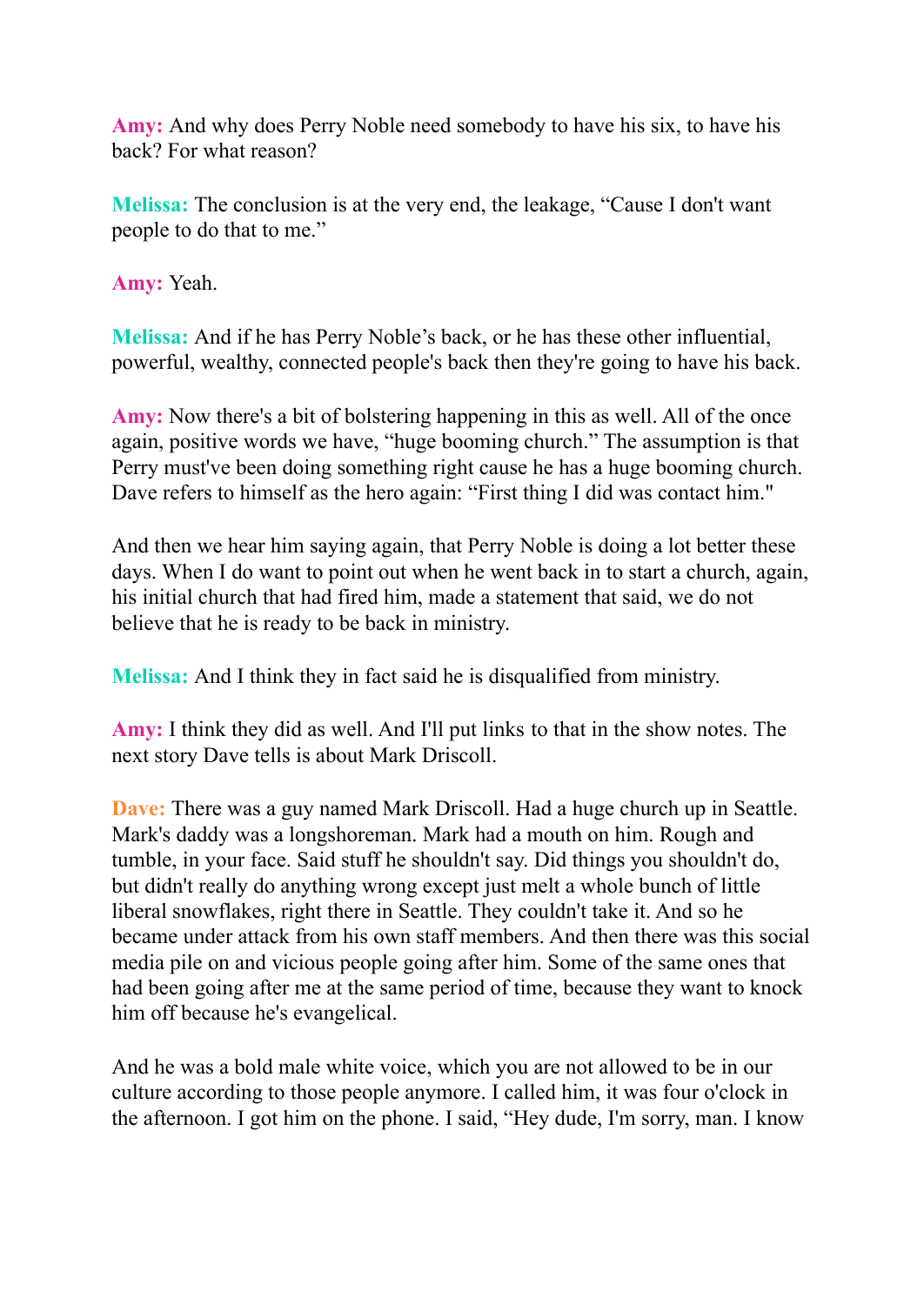**Amy:** And why does Perry Noble need somebody to have his six, to have his back? For what reason?

**Melissa:** The conclusion is at the very end, the leakage, “Cause I don't want people to do that to me.”

**Amy:** Yeah.

**Melissa:** And if he has Perry Noble’s back, or he has these other influential, powerful, wealthy, connected people's back then they're going to have his back.

**Amy:** Now there's a bit of bolstering happening in this as well. All of the once again, positive words we have, “huge booming church.” The assumption is that Perry must've been doing something right cause he has a huge booming church. Dave refers to himself as the hero again: “First thing I did was contact him."

And then we hear him saying again, that Perry Noble is doing a lot better these days. When I do want to point out when he went back in to start a church, again, his initial church that had fired him, made a statement that said, we do not believe that he is ready to be back in ministry.

**Melissa:** And I think they in fact said he is disqualified from ministry.

**Amy:** I think they did as well. And I'll put links to that in the show notes. The next story Dave tells is about Mark Driscoll.

**Dave:** There was a guy named Mark Driscoll. Had a huge church up in Seattle. Mark's daddy was a longshoreman. Mark had a mouth on him. Rough and tumble, in your face. Said stuff he shouldn't say. Did things you shouldn't do, but didn't really do anything wrong except just melt a whole bunch of little liberal snowflakes, right there in Seattle. They couldn't take it. And so he became under attack from his own staff members. And then there was this social media pile on and vicious people going after him. Some of the same ones that had been going after me at the same period of time, because they want to knock him off because he's evangelical.

And he was a bold male white voice, which you are not allowed to be in our culture according to those people anymore. I called him, it was four o'clock in the afternoon. I got him on the phone. I said, “Hey dude, I'm sorry, man. I know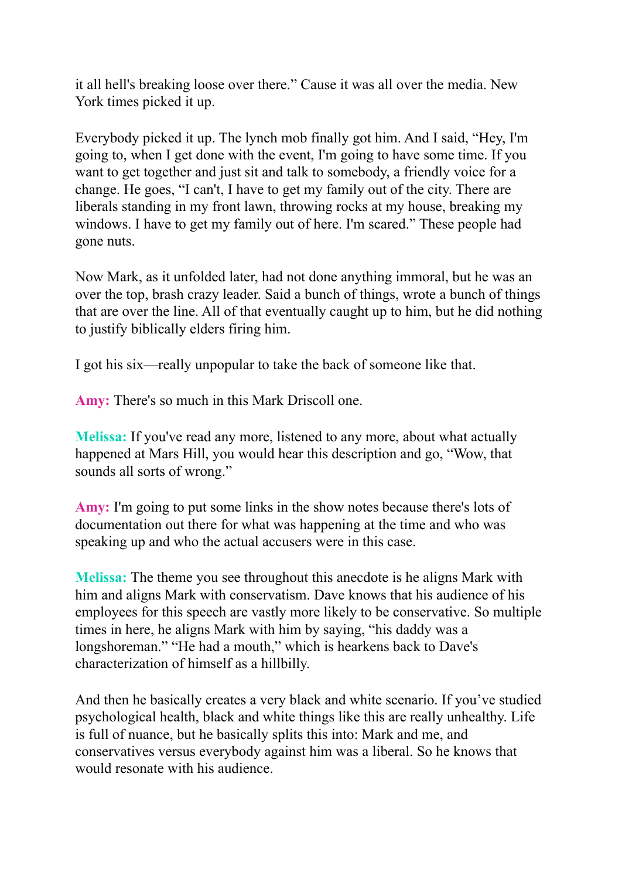it all hell's breaking loose over there." Cause it was all over the media. New York times picked it up.

Everybody picked it up. The lynch mob finally got him. And I said, "Hey, I'm going to, when I get done with the event, I'm going to have some time. If you want to get together and just sit and talk to somebody, a friendly voice for a change. He goes, "I can't, I have to get my family out of the city. There are liberals standing in my front lawn, throwing rocks at my house, breaking my windows. I have to get my family out of here. I'm scared." These people had gone nuts.

Now Mark, as it unfolded later, had not done anything immoral, but he was an over the top, brash crazy leader. Said a bunch of things, wrote a bunch of things that are over the line. All of that eventually caught up to him, but he did nothing to justify biblically elders firing him.

I got his six—really unpopular to take the back of someone like that.

**Amy:** There's so much in this Mark Driscoll one.

**Melissa:** If you've read any more, listened to any more, about what actually happened at Mars Hill, you would hear this description and go, "Wow, that sounds all sorts of wrong."

**Amy:** I'm going to put some links in the show notes because there's lots of documentation out there for what was happening at the time and who was speaking up and who the actual accusers were in this case.

**Melissa:** The theme you see throughout this anecdote is he aligns Mark with him and aligns Mark with conservatism. Dave knows that his audience of his employees for this speech are vastly more likely to be conservative. So multiple times in here, he aligns Mark with him by saying, "his daddy was a longshoreman." "He had a mouth," which is hearkens back to Dave's characterization of himself as a hillbilly.

And then he basically creates a very black and white scenario. If you've studied psychological health, black and white things like this are really unhealthy. Life is full of nuance, but he basically splits this into: Mark and me, and conservatives versus everybody against him was a liberal. So he knows that would resonate with his audience.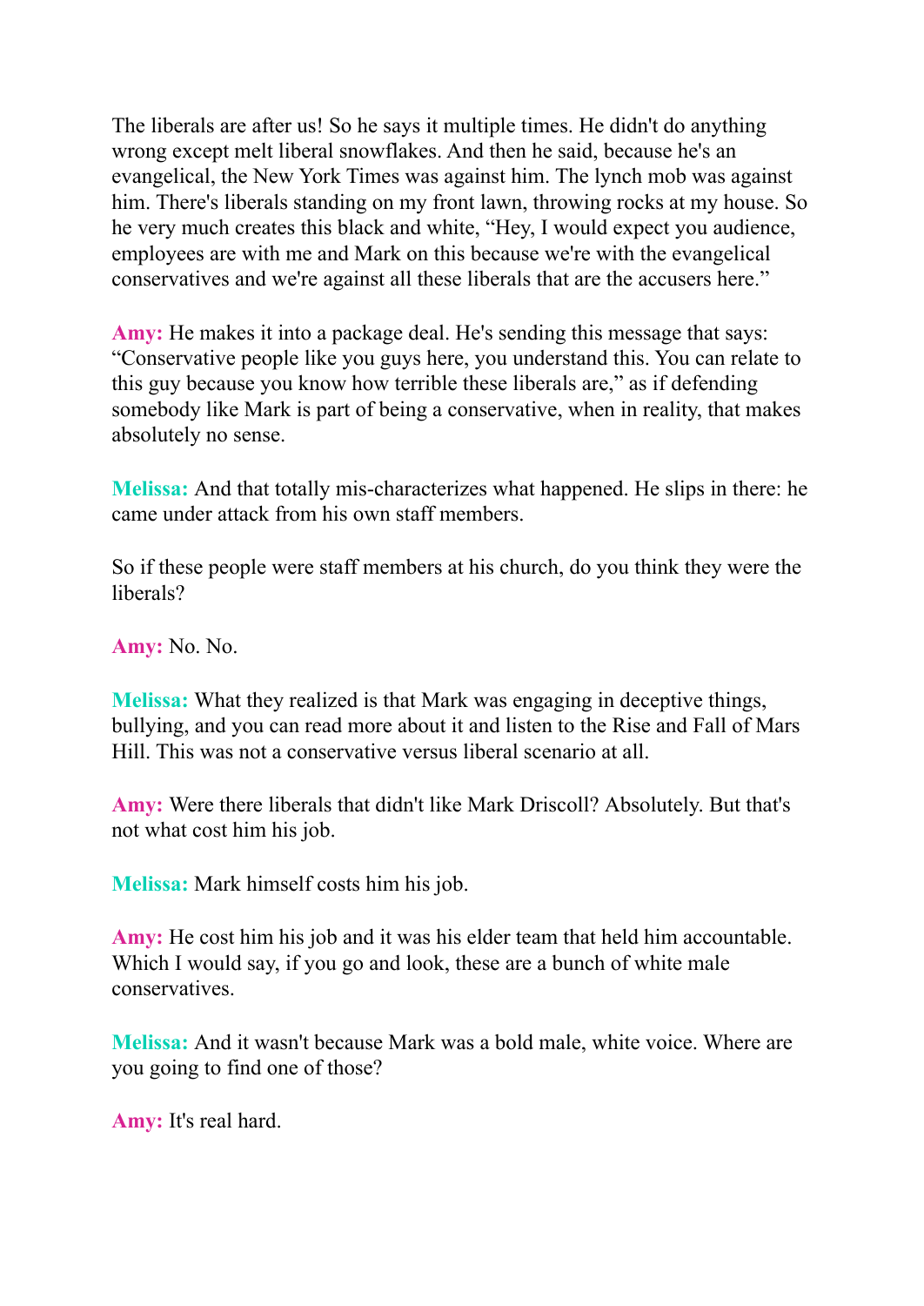The liberals are after us! So he says it multiple times. He didn't do anything wrong except melt liberal snowflakes. And then he said, because he's an evangelical, the New York Times was against him. The lynch mob was against him. There's liberals standing on my front lawn, throwing rocks at my house. So he very much creates this black and white, "Hey, I would expect you audience, employees are with me and Mark on this because we're with the evangelical conservatives and we're against all these liberals that are the accusers here."

**Amy:** He makes it into a package deal. He's sending this message that says: "Conservative people like you guys here, you understand this. You can relate to this guy because you know how terrible these liberals are," as if defending somebody like Mark is part of being a conservative, when in reality, that makes absolutely no sense.

**Melissa:** And that totally mis-characterizes what happened. He slips in there: he came under attack from his own staff members.

So if these people were staff members at his church, do you think they were the liberals?

**Amy:** No. No.

**Melissa:** What they realized is that Mark was engaging in deceptive things, bullying, and you can read more about it and listen to the Rise and Fall of Mars Hill. This was not a conservative versus liberal scenario at all.

**Amy:** Were there liberals that didn't like Mark Driscoll? Absolutely. But that's not what cost him his job.

**Melissa:** Mark himself costs him his job.

**Amy:** He cost him his job and it was his elder team that held him accountable. Which I would say, if you go and look, these are a bunch of white male conservatives.

**Melissa:** And it wasn't because Mark was a bold male, white voice. Where are you going to find one of those?

**Amy:** It's real hard.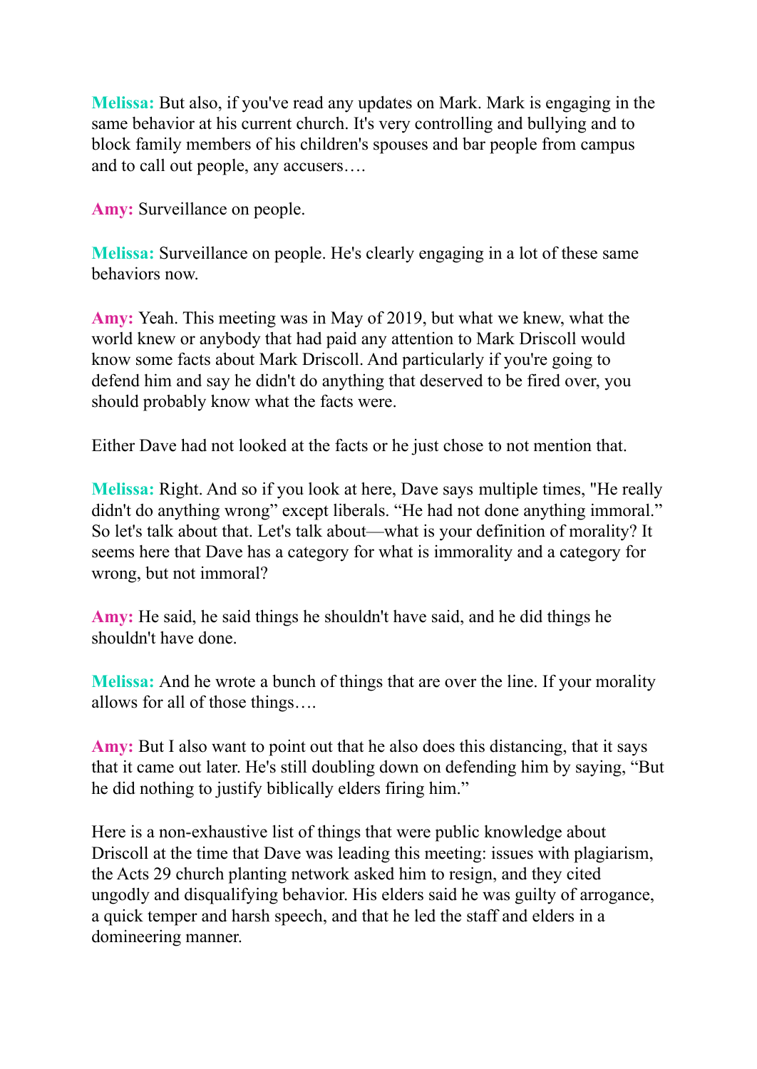**Melissa:** But also, if you've read any updates on Mark. Mark is engaging in the same behavior at his current church. It's very controlling and bullying and to block family members of his children's spouses and bar people from campus and to call out people, any accusers….

**Amy:** Surveillance on people.

**Melissa:** Surveillance on people. He's clearly engaging in a lot of these same behaviors now.

**Amy:** Yeah. This meeting was in May of 2019, but what we knew, what the world knew or anybody that had paid any attention to Mark Driscoll would know some facts about Mark Driscoll. And particularly if you're going to defend him and say he didn't do anything that deserved to be fired over, you should probably know what the facts were.

Either Dave had not looked at the facts or he just chose to not mention that.

**Melissa:** Right. And so if you look at here, Dave says multiple times, "He really didn't do anything wrong" except liberals. "He had not done anything immoral." So let's talk about that. Let's talk about—what is your definition of morality? It seems here that Dave has a category for what is immorality and a category for wrong, but not immoral?

**Amy:** He said, he said things he shouldn't have said, and he did things he shouldn't have done.

**Melissa:** And he wrote a bunch of things that are over the line. If your morality allows for all of those things….

**Amy:** But I also want to point out that he also does this distancing, that it says that it came out later. He's still doubling down on defending him by saying, "But he did nothing to justify biblically elders firing him."

Here is a non-exhaustive list of things that were public knowledge about Driscoll at the time that Dave was leading this meeting: issues with plagiarism, the Acts 29 church planting network asked him to resign, and they cited ungodly and disqualifying behavior. His elders said he was guilty of arrogance, a quick temper and harsh speech, and that he led the staff and elders in a domineering manner.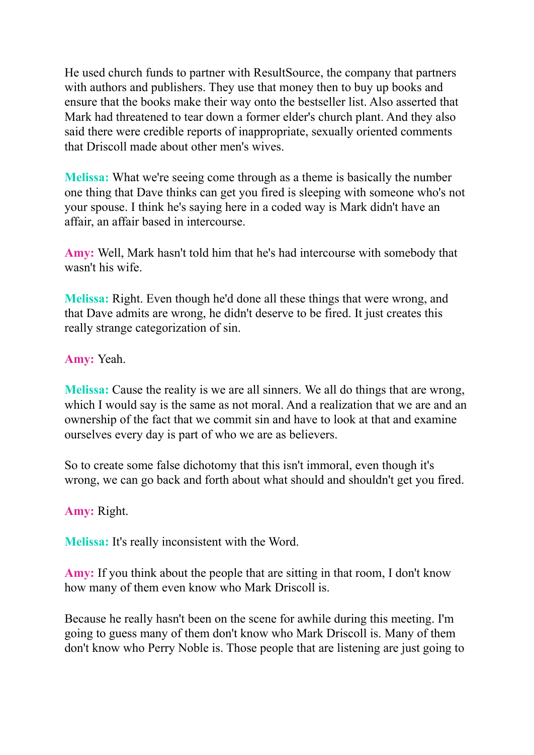He used church funds to partner with ResultSource, the company that partners with authors and publishers. They use that money then to buy up books and ensure that the books make their way onto the bestseller list. Also asserted that Mark had threatened to tear down a former elder's church plant. And they also said there were credible reports of inappropriate, sexually oriented comments that Driscoll made about other men's wives.

**Melissa:** What we're seeing come through as a theme is basically the number one thing that Dave thinks can get you fired is sleeping with someone who's not your spouse. I think he's saying here in a coded way is Mark didn't have an affair, an affair based in intercourse.

**Amy:** Well, Mark hasn't told him that he's had intercourse with somebody that wasn't his wife.

**Melissa:** Right. Even though he'd done all these things that were wrong, and that Dave admits are wrong, he didn't deserve to be fired. It just creates this really strange categorization of sin.

**Amy:** Yeah.

**Melissa:** Cause the reality is we are all sinners. We all do things that are wrong, which I would say is the same as not moral. And a realization that we are and an ownership of the fact that we commit sin and have to look at that and examine ourselves every day is part of who we are as believers.

So to create some false dichotomy that this isn't immoral, even though it's wrong, we can go back and forth about what should and shouldn't get you fired.

**Amy:** Right.

**Melissa:** It's really inconsistent with the Word.

**Amy:** If you think about the people that are sitting in that room, I don't know how many of them even know who Mark Driscoll is.

Because he really hasn't been on the scene for awhile during this meeting. I'm going to guess many of them don't know who Mark Driscoll is. Many of them don't know who Perry Noble is. Those people that are listening are just going to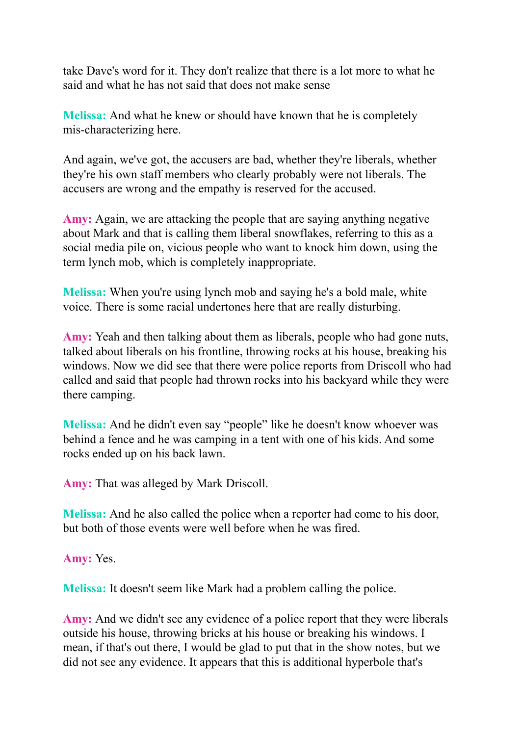take Dave's word for it. They don't realize that there is a lot more to what he said and what he has not said that does not make sense

**Melissa:** And what he knew or should have known that he is completely mis-characterizing here.

And again, we've got, the accusers are bad, whether they're liberals, whether they're his own staff members who clearly probably were not liberals. The accusers are wrong and the empathy is reserved for the accused.

**Amy:** Again, we are attacking the people that are saying anything negative about Mark and that is calling them liberal snowflakes, referring to this as a social media pile on, vicious people who want to knock him down, using the term lynch mob, which is completely inappropriate.

**Melissa:** When you're using lynch mob and saying he's a bold male, white voice. There is some racial undertones here that are really disturbing.

**Amy:** Yeah and then talking about them as liberals, people who had gone nuts, talked about liberals on his frontline, throwing rocks at his house, breaking his windows. Now we did see that there were police reports from Driscoll who had called and said that people had thrown rocks into his backyard while they were there camping.

**Melissa:** And he didn't even say "people" like he doesn't know whoever was behind a fence and he was camping in a tent with one of his kids. And some rocks ended up on his back lawn.

**Amy:** That was alleged by Mark Driscoll.

**Melissa:** And he also called the police when a reporter had come to his door, but both of those events were well before when he was fired.

**Amy:** Yes.

**Melissa:** It doesn't seem like Mark had a problem calling the police.

**Amy:** And we didn't see any evidence of a police report that they were liberals outside his house, throwing bricks at his house or breaking his windows. I mean, if that's out there, I would be glad to put that in the show notes, but we did not see any evidence. It appears that this is additional hyperbole that's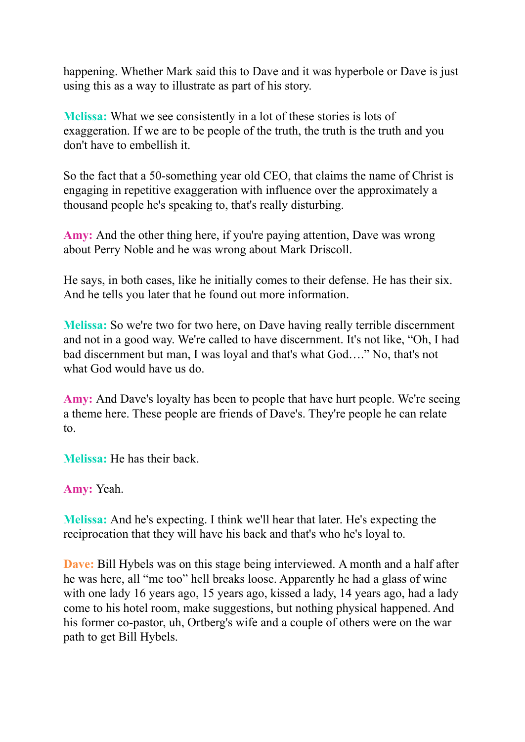happening. Whether Mark said this to Dave and it was hyperbole or Dave is just using this as a way to illustrate as part of his story.

**Melissa:** What we see consistently in a lot of these stories is lots of exaggeration. If we are to be people of the truth, the truth is the truth and you don't have to embellish it.

So the fact that a 50-something year old CEO, that claims the name of Christ is engaging in repetitive exaggeration with influence over the approximately a thousand people he's speaking to, that's really disturbing.

**Amy:** And the other thing here, if you're paying attention, Dave was wrong about Perry Noble and he was wrong about Mark Driscoll.

He says, in both cases, like he initially comes to their defense. He has their six. And he tells you later that he found out more information.

**Melissa:** So we're two for two here, on Dave having really terrible discernment and not in a good way. We're called to have discernment. It's not like, "Oh, I had bad discernment but man, I was loyal and that's what God…." No, that's not what God would have us do.

**Amy:** And Dave's loyalty has been to people that have hurt people. We're seeing a theme here. These people are friends of Dave's. They're people he can relate to.

**Melissa:** He has their back.

**Amy:** Yeah.

**Melissa:** And he's expecting. I think we'll hear that later. He's expecting the reciprocation that they will have his back and that's who he's loyal to.

**Dave:** Bill Hybels was on this stage being interviewed. A month and a half after he was here, all "me too" hell breaks loose. Apparently he had a glass of wine with one lady 16 years ago, 15 years ago, kissed a lady, 14 years ago, had a lady come to his hotel room, make suggestions, but nothing physical happened. And his former co-pastor, uh, Ortberg's wife and a couple of others were on the war path to get Bill Hybels.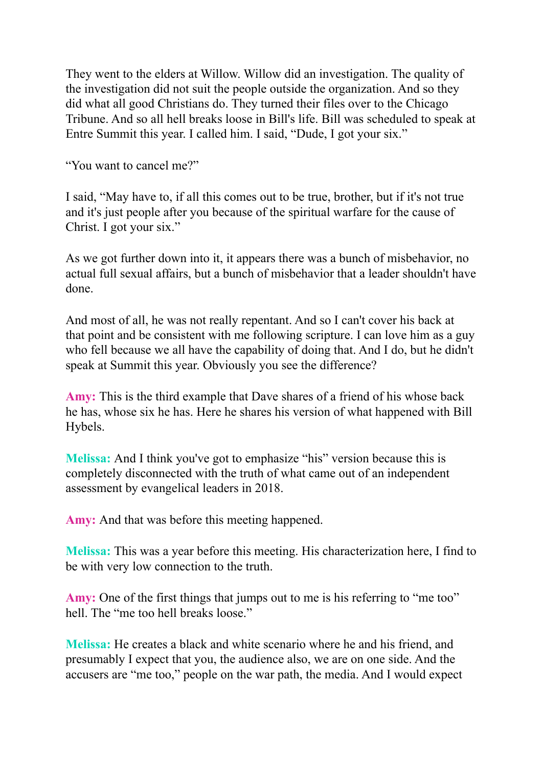They went to the elders at Willow. Willow did an investigation. The quality of the investigation did not suit the people outside the organization. And so they did what all good Christians do. They turned their files over to the Chicago Tribune. And so all hell breaks loose in Bill's life. Bill was scheduled to speak at Entre Summit this year. I called him. I said, "Dude, I got your six."

"You want to cancel me?"

I said, "May have to, if all this comes out to be true, brother, but if it's not true and it's just people after you because of the spiritual warfare for the cause of Christ. I got your six."

As we got further down into it, it appears there was a bunch of misbehavior, no actual full sexual affairs, but a bunch of misbehavior that a leader shouldn't have done.

And most of all, he was not really repentant. And so I can't cover his back at that point and be consistent with me following scripture. I can love him as a guy who fell because we all have the capability of doing that. And I do, but he didn't speak at Summit this year. Obviously you see the difference?

**Amy:** This is the third example that Dave shares of a friend of his whose back he has, whose six he has. Here he shares his version of what happened with Bill Hybels.

**Melissa:** And I think you've got to emphasize "his" version because this is completely disconnected with the truth of what came out of an independent assessment by evangelical leaders in 2018.

**Amy:** And that was before this meeting happened.

**Melissa:** This was a year before this meeting. His characterization here, I find to be with very low connection to the truth.

**Amy:** One of the first things that jumps out to me is his referring to "me too" hell. The "me too hell breaks loose."

**Melissa:** He creates a black and white scenario where he and his friend, and presumably I expect that you, the audience also, we are on one side. And the accusers are "me too," people on the war path, the media. And I would expect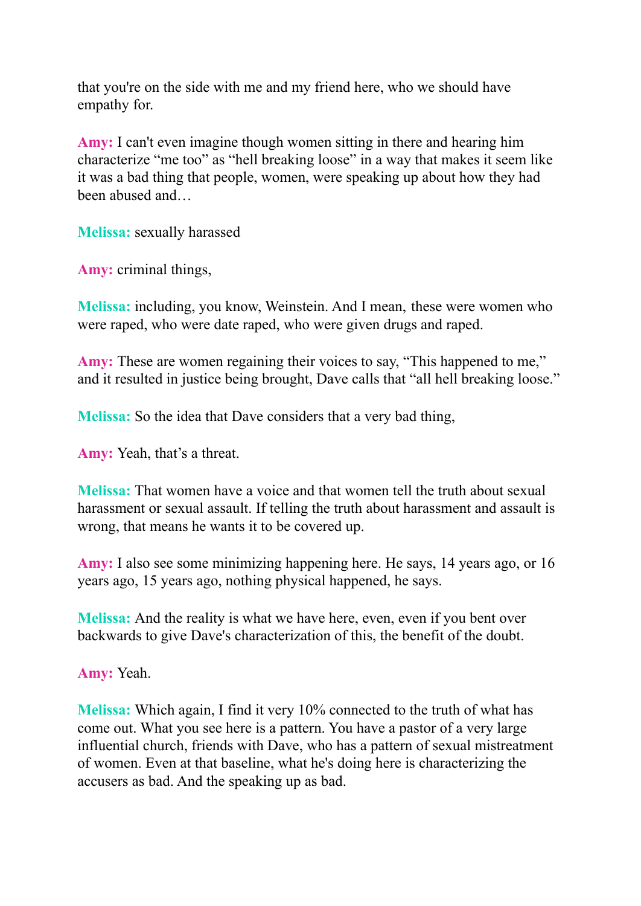that you're on the side with me and my friend here, who we should have empathy for.

**Amy:** I can't even imagine though women sitting in there and hearing him characterize "me too" as "hell breaking loose" in a way that makes it seem like it was a bad thing that people, women, were speaking up about how they had been abused and…

**Melissa:** sexually harassed

**Amy:** criminal things,

**Melissa:** including, you know, Weinstein. And I mean, these were women who were raped, who were date raped, who were given drugs and raped.

**Amy:** These are women regaining their voices to say, "This happened to me," and it resulted in justice being brought, Dave calls that "all hell breaking loose."

**Melissa:** So the idea that Dave considers that a very bad thing,

**Amy:** Yeah, that's a threat.

**Melissa:** That women have a voice and that women tell the truth about sexual harassment or sexual assault. If telling the truth about harassment and assault is wrong, that means he wants it to be covered up.

**Amy:** I also see some minimizing happening here. He says, 14 years ago, or 16 years ago, 15 years ago, nothing physical happened, he says.

**Melissa:** And the reality is what we have here, even, even if you bent over backwards to give Dave's characterization of this, the benefit of the doubt.

**Amy:** Yeah.

**Melissa:** Which again, I find it very 10% connected to the truth of what has come out. What you see here is a pattern. You have a pastor of a very large influential church, friends with Dave, who has a pattern of sexual mistreatment of women. Even at that baseline, what he's doing here is characterizing the accusers as bad. And the speaking up as bad.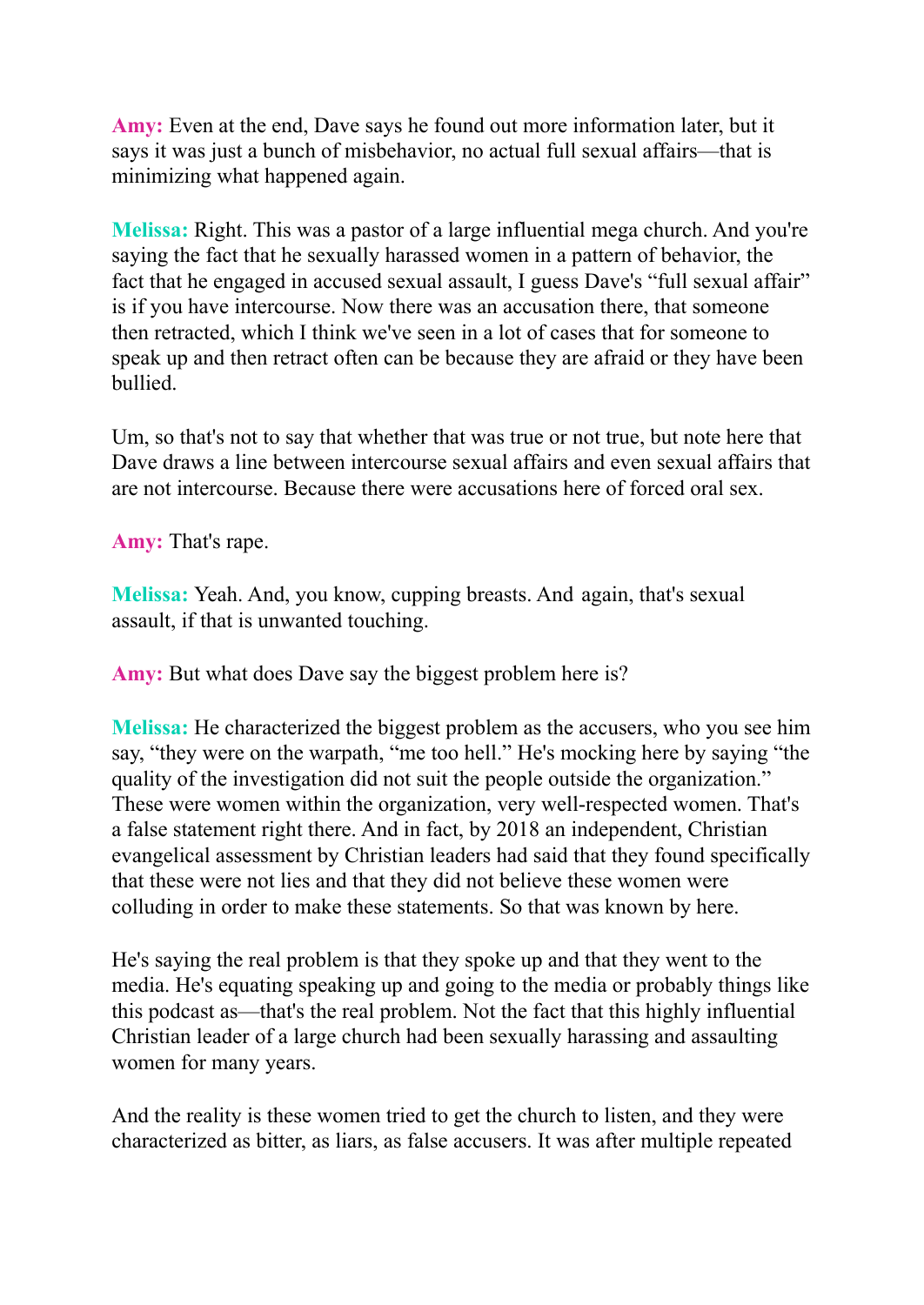**Amy:** Even at the end, Dave says he found out more information later, but it says it was just a bunch of misbehavior, no actual full sexual affairs—that is minimizing what happened again.

**Melissa:** Right. This was a pastor of a large influential mega church. And you're saying the fact that he sexually harassed women in a pattern of behavior, the fact that he engaged in accused sexual assault, I guess Dave's "full sexual affair" is if you have intercourse. Now there was an accusation there, that someone then retracted, which I think we've seen in a lot of cases that for someone to speak up and then retract often can be because they are afraid or they have been bullied.

Um, so that's not to say that whether that was true or not true, but note here that Dave draws a line between intercourse sexual affairs and even sexual affairs that are not intercourse. Because there were accusations here of forced oral sex.

**Amy:** That's rape.

**Melissa:** Yeah. And, you know, cupping breasts. And again, that's sexual assault, if that is unwanted touching.

**Amy:** But what does Dave say the biggest problem here is?

**Melissa:** He characterized the biggest problem as the accusers, who you see him say, "they were on the warpath, "me too hell." He's mocking here by saying "the quality of the investigation did not suit the people outside the organization." These were women within the organization, very well-respected women. That's a false statement right there. And in fact, by 2018 an independent, Christian evangelical assessment by Christian leaders had said that they found specifically that these were not lies and that they did not believe these women were colluding in order to make these statements. So that was known by here.

He's saying the real problem is that they spoke up and that they went to the media. He's equating speaking up and going to the media or probably things like this podcast as—that's the real problem. Not the fact that this highly influential Christian leader of a large church had been sexually harassing and assaulting women for many years.

And the reality is these women tried to get the church to listen, and they were characterized as bitter, as liars, as false accusers. It was after multiple repeated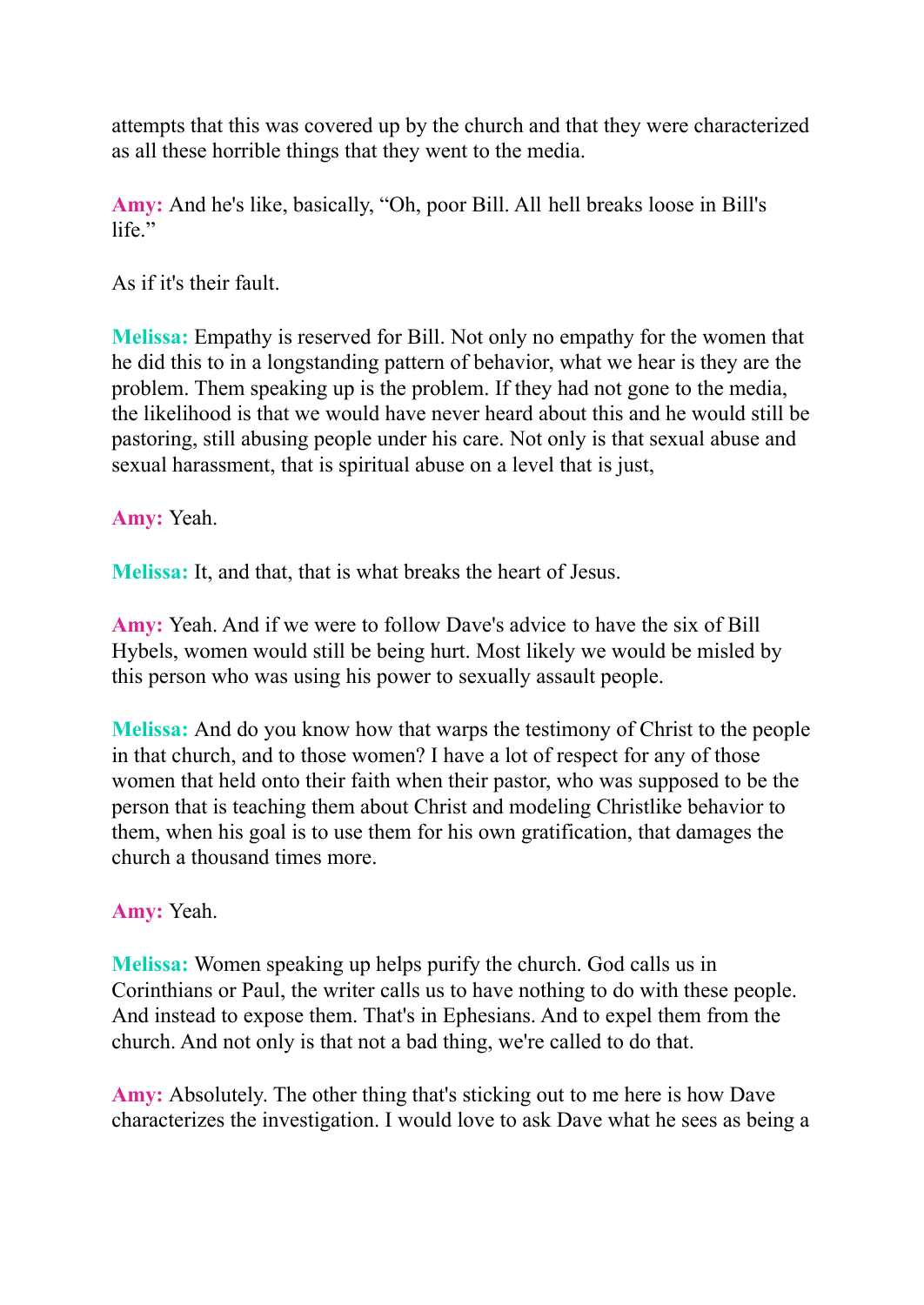attempts that this was covered up by the church and that they were characterized as all these horrible things that they went to the media.

**Amy:** And he's like, basically, "Oh, poor Bill. All hell breaks loose in Bill's life."

As if it's their fault.

**Melissa:** Empathy is reserved for Bill. Not only no empathy for the women that he did this to in a longstanding pattern of behavior, what we hear is they are the problem. Them speaking up is the problem. If they had not gone to the media, the likelihood is that we would have never heard about this and he would still be pastoring, still abusing people under his care. Not only is that sexual abuse and sexual harassment, that is spiritual abuse on a level that is just,

**Amy:** Yeah.

**Melissa:** It, and that, that is what breaks the heart of Jesus.

**Amy:** Yeah. And if we were to follow Dave's advice to have the six of Bill Hybels, women would still be being hurt. Most likely we would be misled by this person who was using his power to sexually assault people.

**Melissa:** And do you know how that warps the testimony of Christ to the people in that church, and to those women? I have a lot of respect for any of those women that held onto their faith when their pastor, who was supposed to be the person that is teaching them about Christ and modeling Christlike behavior to them, when his goal is to use them for his own gratification, that damages the church a thousand times more.

**Amy:** Yeah.

**Melissa:** Women speaking up helps purify the church. God calls us in Corinthians or Paul, the writer calls us to have nothing to do with these people. And instead to expose them. That's in Ephesians. And to expel them from the church. And not only is that not a bad thing, we're called to do that.

**Amy:** Absolutely. The other thing that's sticking out to me here is how Dave characterizes the investigation. I would love to ask Dave what he sees as being a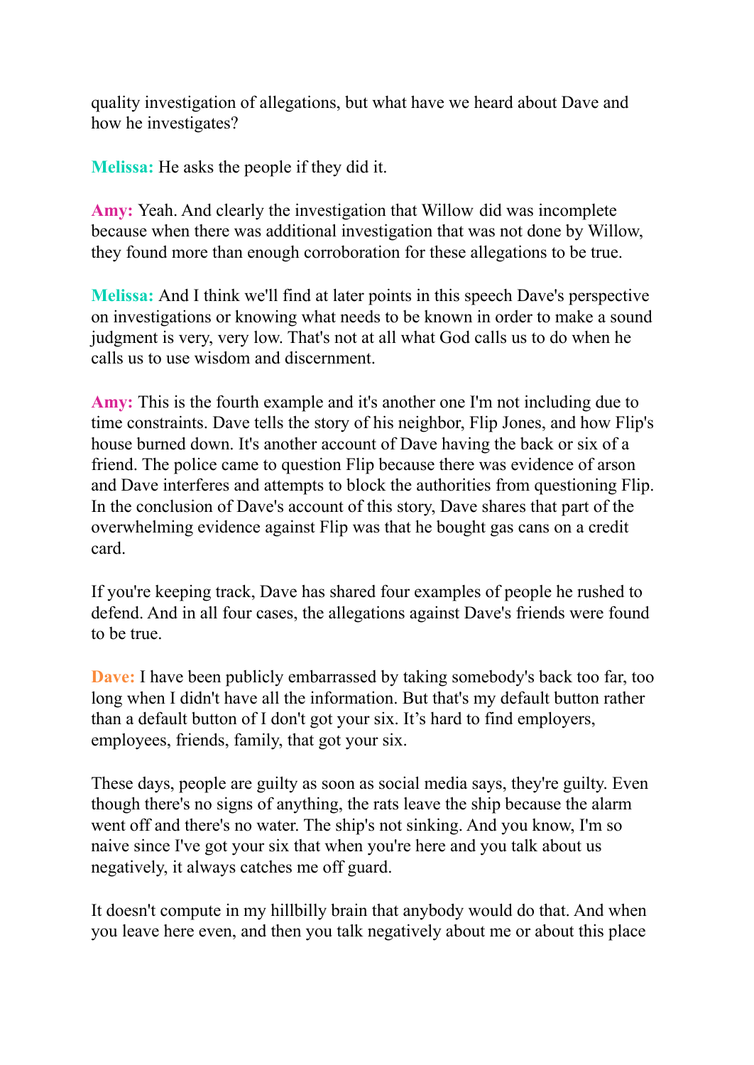quality investigation of allegations, but what have we heard about Dave and how he investigates?

**Melissa:** He asks the people if they did it.

**Amy:** Yeah. And clearly the investigation that Willow did was incomplete because when there was additional investigation that was not done by Willow, they found more than enough corroboration for these allegations to be true.

**Melissa:** And I think we'll find at later points in this speech Dave's perspective on investigations or knowing what needs to be known in order to make a sound judgment is very, very low. That's not at all what God calls us to do when he calls us to use wisdom and discernment.

**Amy:** This is the fourth example and it's another one I'm not including due to time constraints. Dave tells the story of his neighbor, Flip Jones, and how Flip's house burned down. It's another account of Dave having the back or six of a friend. The police came to question Flip because there was evidence of arson and Dave interferes and attempts to block the authorities from questioning Flip. In the conclusion of Dave's account of this story, Dave shares that part of the overwhelming evidence against Flip was that he bought gas cans on a credit card.

If you're keeping track, Dave has shared four examples of people he rushed to defend. And in all four cases, the allegations against Dave's friends were found to be true.

**Dave:** I have been publicly embarrassed by taking somebody's back too far, too long when I didn't have all the information. But that's my default button rather than a default button of I don't got your six. It's hard to find employers, employees, friends, family, that got your six.

These days, people are guilty as soon as social media says, they're guilty. Even though there's no signs of anything, the rats leave the ship because the alarm went off and there's no water. The ship's not sinking. And you know, I'm so naive since I've got your six that when you're here and you talk about us negatively, it always catches me off guard.

It doesn't compute in my hillbilly brain that anybody would do that. And when you leave here even, and then you talk negatively about me or about this place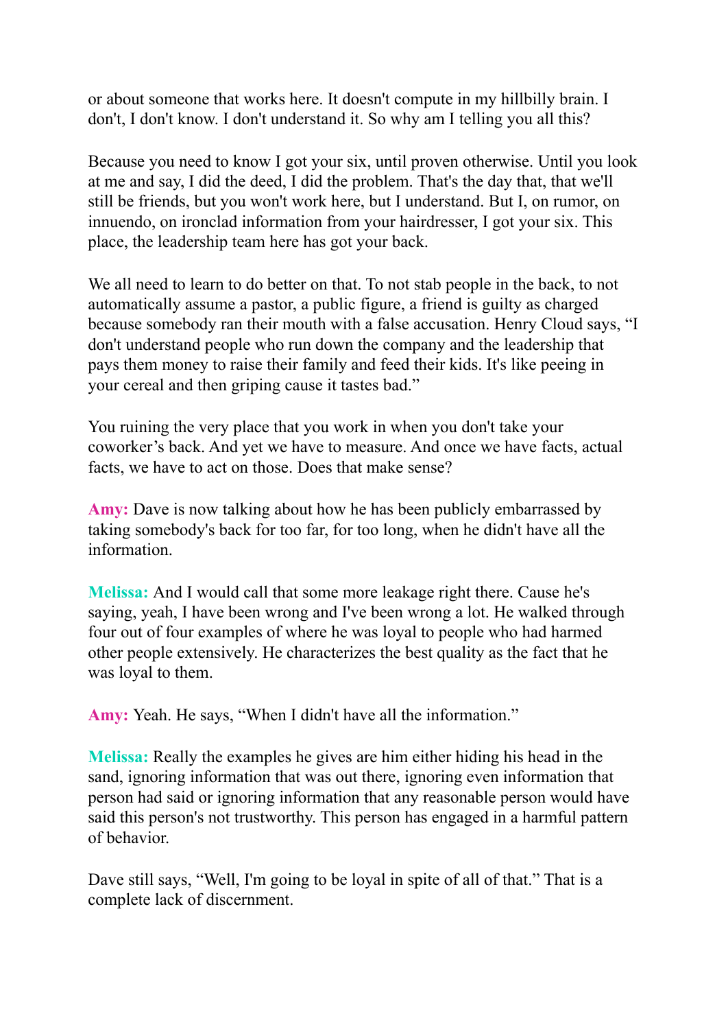or about someone that works here. It doesn't compute in my hillbilly brain. I don't, I don't know. I don't understand it. So why am I telling you all this?

Because you need to know I got your six, until proven otherwise. Until you look at me and say, I did the deed, I did the problem. That's the day that, that we'll still be friends, but you won't work here, but I understand. But I, on rumor, on innuendo, on ironclad information from your hairdresser, I got your six. This place, the leadership team here has got your back.

We all need to learn to do better on that. To not stab people in the back, to not automatically assume a pastor, a public figure, a friend is guilty as charged because somebody ran their mouth with a false accusation. Henry Cloud says, "I don't understand people who run down the company and the leadership that pays them money to raise their family and feed their kids. It's like peeing in your cereal and then griping cause it tastes bad."

You ruining the very place that you work in when you don't take your coworker's back. And yet we have to measure. And once we have facts, actual facts, we have to act on those. Does that make sense?

**Amy:** Dave is now talking about how he has been publicly embarrassed by taking somebody's back for too far, for too long, when he didn't have all the information.

**Melissa:** And I would call that some more leakage right there. Cause he's saying, yeah, I have been wrong and I've been wrong a lot. He walked through four out of four examples of where he was loyal to people who had harmed other people extensively. He characterizes the best quality as the fact that he was loyal to them.

**Amy:** Yeah. He says, "When I didn't have all the information."

**Melissa:** Really the examples he gives are him either hiding his head in the sand, ignoring information that was out there, ignoring even information that person had said or ignoring information that any reasonable person would have said this person's not trustworthy. This person has engaged in a harmful pattern of behavior.

Dave still says, "Well, I'm going to be loyal in spite of all of that." That is a complete lack of discernment.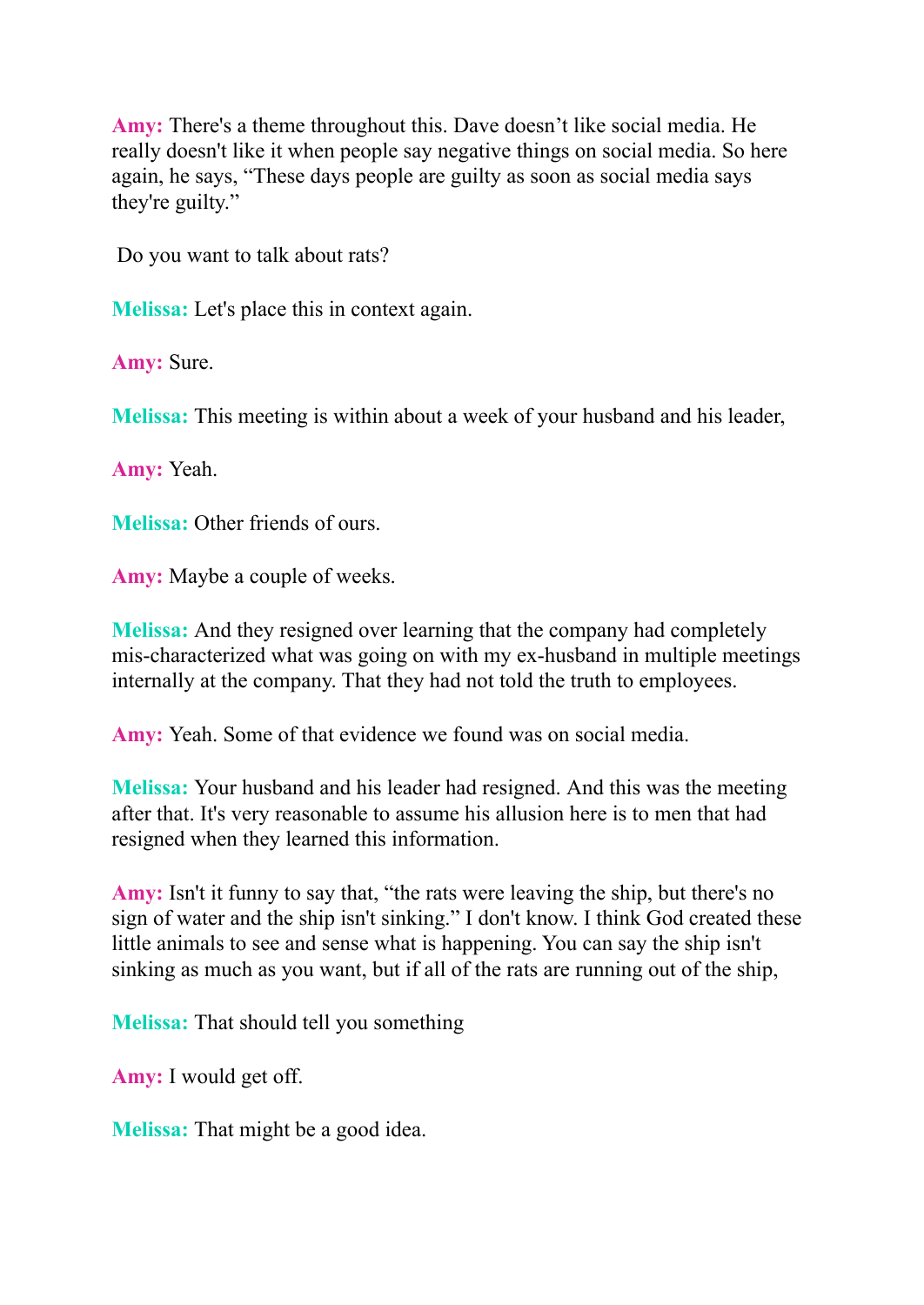**Amy:** There's a theme throughout this. Dave doesn't like social media. He really doesn't like it when people say negative things on social media. So here again, he says, "These days people are guilty as soon as social media says they're guilty."

Do you want to talk about rats?

**Melissa:** Let's place this in context again.

**Amy:** Sure.

**Melissa:** This meeting is within about a week of your husband and his leader,

**Amy:** Yeah.

**Melissa:** Other friends of ours.

**Amy:** Maybe a couple of weeks.

**Melissa:** And they resigned over learning that the company had completely mis-characterized what was going on with my ex-husband in multiple meetings internally at the company. That they had not told the truth to employees.

**Amy:** Yeah. Some of that evidence we found was on social media.

**Melissa:** Your husband and his leader had resigned. And this was the meeting after that. It's very reasonable to assume his allusion here is to men that had resigned when they learned this information.

**Amy:** Isn't it funny to say that, "the rats were leaving the ship, but there's no sign of water and the ship isn't sinking." I don't know. I think God created these little animals to see and sense what is happening. You can say the ship isn't sinking as much as you want, but if all of the rats are running out of the ship,

**Melissa:** That should tell you something

**Amy:** I would get off.

**Melissa:** That might be a good idea.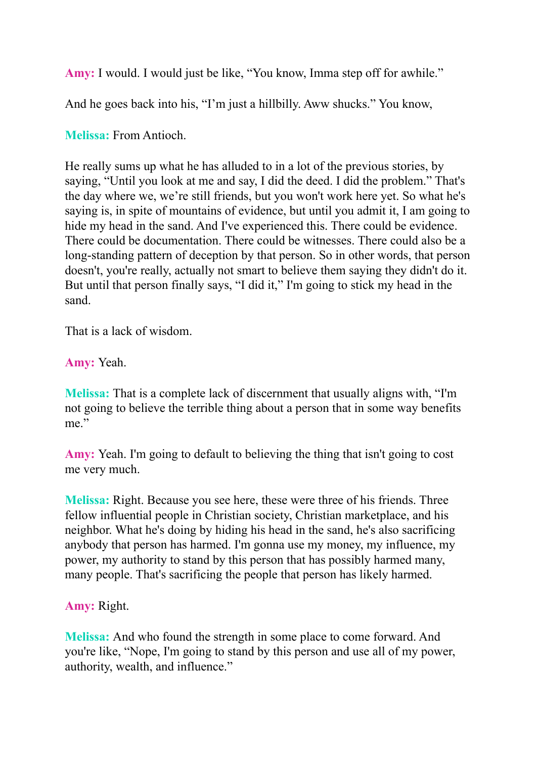**Amy:** I would. I would just be like, "You know, Imma step off for awhile."

And he goes back into his, "I'm just a hillbilly. Aww shucks." You know,

**Melissa:** From Antioch.

He really sums up what he has alluded to in a lot of the previous stories, by saying, "Until you look at me and say, I did the deed. I did the problem." That's the day where we, we're still friends, but you won't work here yet. So what he's saying is, in spite of mountains of evidence, but until you admit it, I am going to hide my head in the sand. And I've experienced this. There could be evidence. There could be documentation. There could be witnesses. There could also be a long-standing pattern of deception by that person. So in other words, that person doesn't, you're really, actually not smart to believe them saying they didn't do it. But until that person finally says, "I did it," I'm going to stick my head in the sand.

That is a lack of wisdom.

**Amy:** Yeah.

**Melissa:** That is a complete lack of discernment that usually aligns with, "I'm not going to believe the terrible thing about a person that in some way benefits me."

**Amy:** Yeah. I'm going to default to believing the thing that isn't going to cost me very much.

**Melissa:** Right. Because you see here, these were three of his friends. Three fellow influential people in Christian society, Christian marketplace, and his neighbor. What he's doing by hiding his head in the sand, he's also sacrificing anybody that person has harmed. I'm gonna use my money, my influence, my power, my authority to stand by this person that has possibly harmed many, many people. That's sacrificing the people that person has likely harmed.

**Amy:** Right.

**Melissa:** And who found the strength in some place to come forward. And you're like, "Nope, I'm going to stand by this person and use all of my power, authority, wealth, and influence."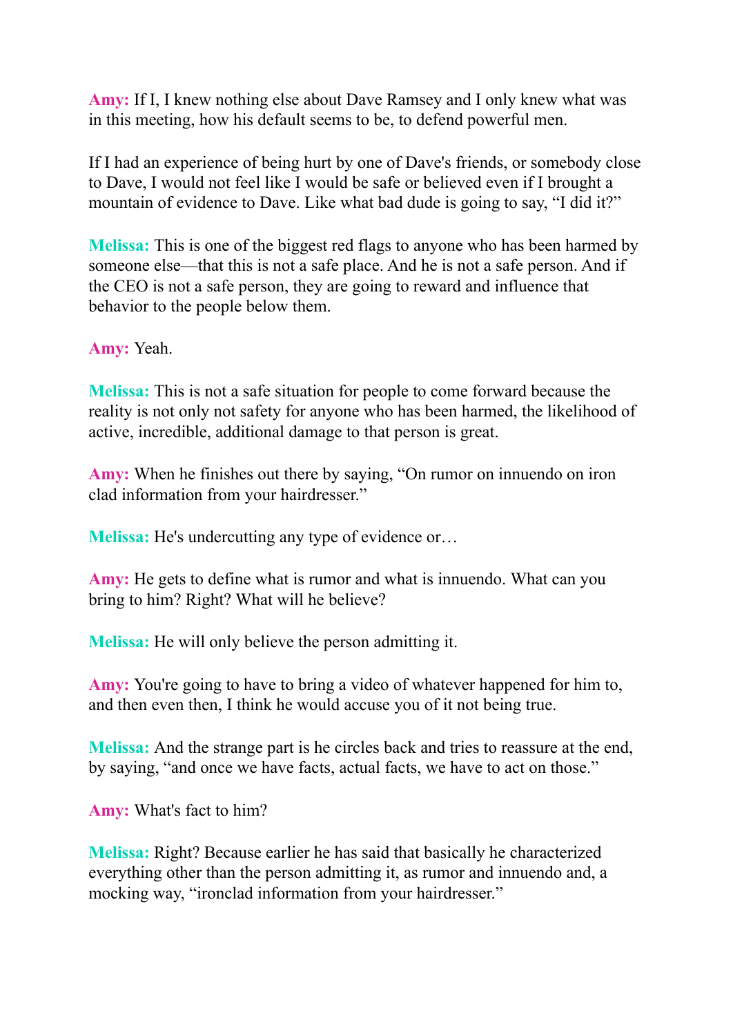**Amy:** If I, I knew nothing else about Dave Ramsey and I only knew what was in this meeting, how his default seems to be, to defend powerful men.

If I had an experience of being hurt by one of Dave's friends, or somebody close to Dave, I would not feel like I would be safe or believed even if I brought a mountain of evidence to Dave. Like what bad dude is going to say, "I did it?"

**Melissa:** This is one of the biggest red flags to anyone who has been harmed by someone else—that this is not a safe place. And he is not a safe person. And if the CEO is not a safe person, they are going to reward and influence that behavior to the people below them.

**Amy:** Yeah.

**Melissa:** This is not a safe situation for people to come forward because the reality is not only not safety for anyone who has been harmed, the likelihood of active, incredible, additional damage to that person is great.

**Amy:** When he finishes out there by saying, "On rumor on innuendo on iron clad information from your hairdresser."

**Melissa:** He's undercutting any type of evidence or…

**Amy:** He gets to define what is rumor and what is innuendo. What can you bring to him? Right? What will he believe?

**Melissa:** He will only believe the person admitting it.

**Amy:** You're going to have to bring a video of whatever happened for him to, and then even then, I think he would accuse you of it not being true.

**Melissa:** And the strange part is he circles back and tries to reassure at the end, by saying, "and once we have facts, actual facts, we have to act on those."

**Amy:** What's fact to him?

**Melissa:** Right? Because earlier he has said that basically he characterized everything other than the person admitting it, as rumor and innuendo and, a mocking way, "ironclad information from your hairdresser."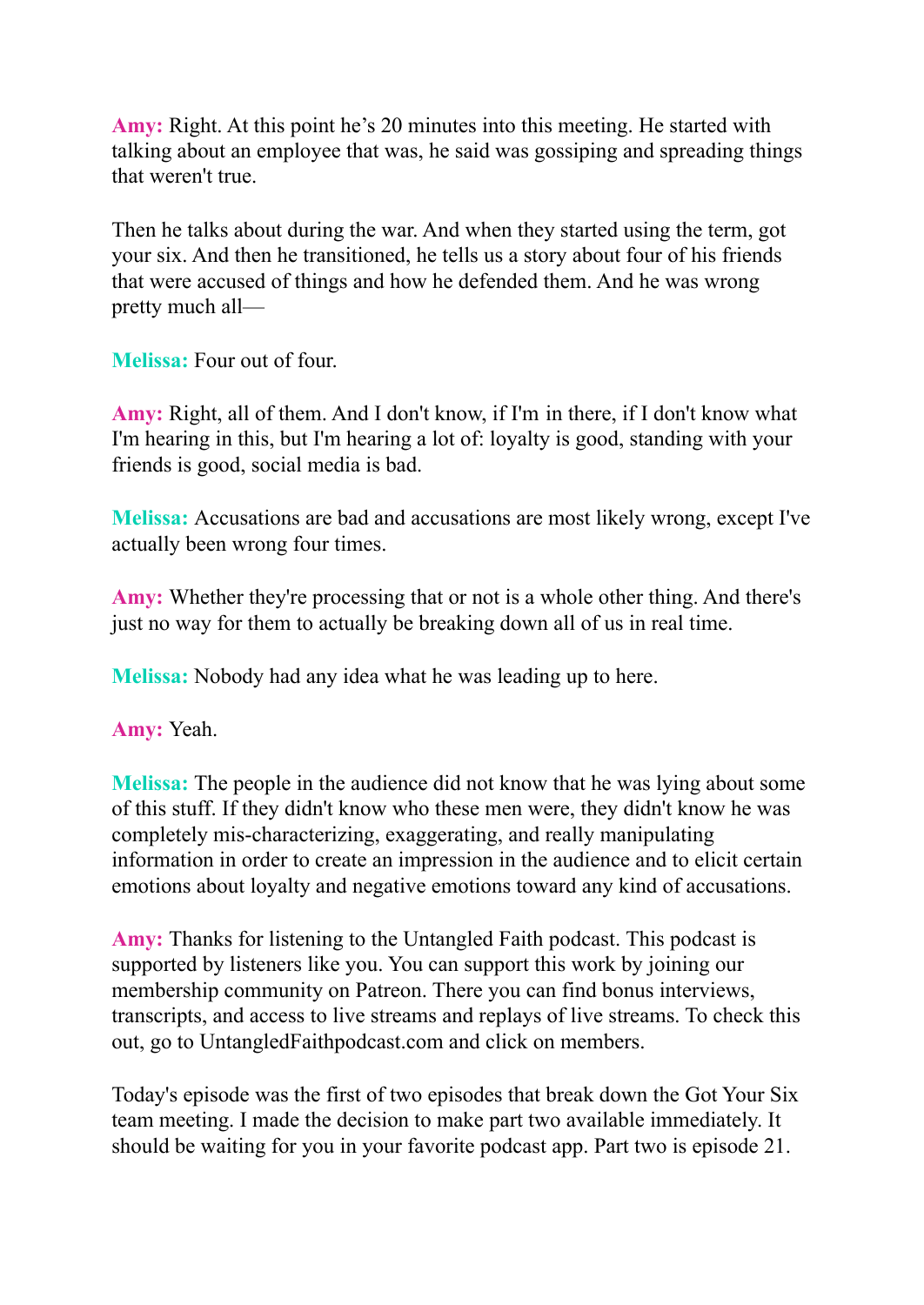**Amy:** Right. At this point he's 20 minutes into this meeting. He started with talking about an employee that was, he said was gossiping and spreading things that weren't true.

Then he talks about during the war. And when they started using the term, got your six. And then he transitioned, he tells us a story about four of his friends that were accused of things and how he defended them. And he was wrong pretty much all—

**Melissa:** Four out of four.

**Amy:** Right, all of them. And I don't know, if I'm in there, if I don't know what I'm hearing in this, but I'm hearing a lot of: loyalty is good, standing with your friends is good, social media is bad.

**Melissa:** Accusations are bad and accusations are most likely wrong, except I've actually been wrong four times.

**Amy:** Whether they're processing that or not is a whole other thing. And there's just no way for them to actually be breaking down all of us in real time.

**Melissa:** Nobody had any idea what he was leading up to here.

**Amy:** Yeah.

**Melissa:** The people in the audience did not know that he was lying about some of this stuff. If they didn't know who these men were, they didn't know he was completely mis-characterizing, exaggerating, and really manipulating information in order to create an impression in the audience and to elicit certain emotions about loyalty and negative emotions toward any kind of accusations.

**Amy:** Thanks for listening to the Untangled Faith podcast. This podcast is supported by listeners like you. You can support this work by joining our membership community on Patreon. There you can find bonus interviews, transcripts, and access to live streams and replays of live streams. To check this out, go to UntangledFaithpodcast.com and click on members.

Today's episode was the first of two episodes that break down the Got Your Six team meeting. I made the decision to make part two available immediately. It should be waiting for you in your favorite podcast app. Part two is episode 21.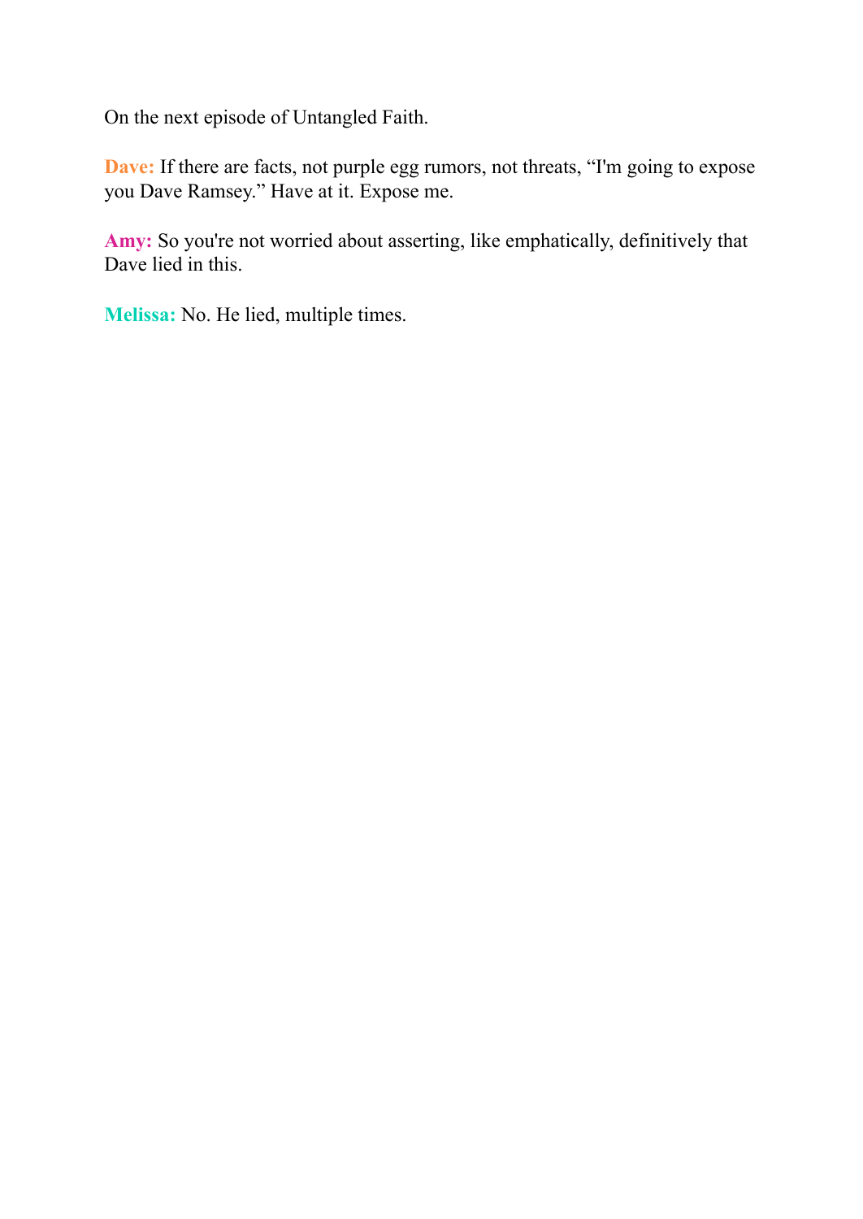On the next episode of Untangled Faith.

**Dave:** If there are facts, not purple egg rumors, not threats, "I'm going to expose you Dave Ramsey." Have at it. Expose me.

**Amy:** So you're not worried about asserting, like emphatically, definitively that Dave lied in this.

**Melissa:** No. He lied, multiple times.